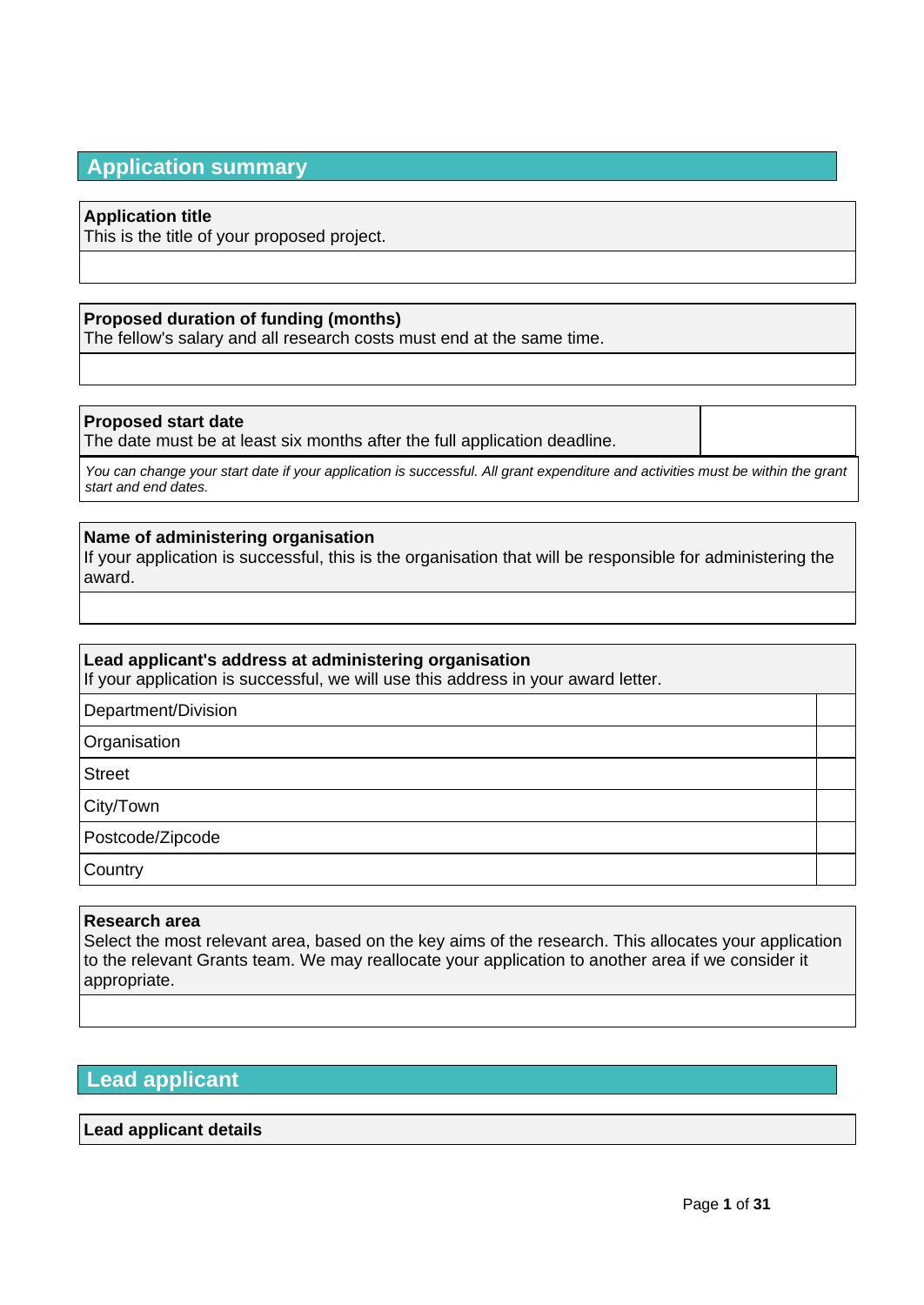## Application summary

**Application title**
This is the title of your proposed project.

**Proposed duration of funding (months)**
The fellow's salary and all research costs must end at the same time.

**Proposed start date**
The date must be at least six months after the full application deadline.

*You can change your start date if your application is successful. All grant expenditure and activities must be within the grant start and end dates.*

**Name of administering organisation**
If your application is successful, this is the organisation that will be responsible for administering the award.

**Lead applicant's address at administering organisation**
If your application is successful, we will use this address in your award letter.

| | |
|---|---|
| Department/Division | |
| Organisation | |
| Street | |
| City/Town | |
| Postcode/Zipcode | |
| Country | |

**Research area**
Select the most relevant area, based on the key aims of the research. This allocates your application to the relevant Grants team. We may reallocate your application to another area if we consider it appropriate.

## Lead applicant

**Lead applicant details**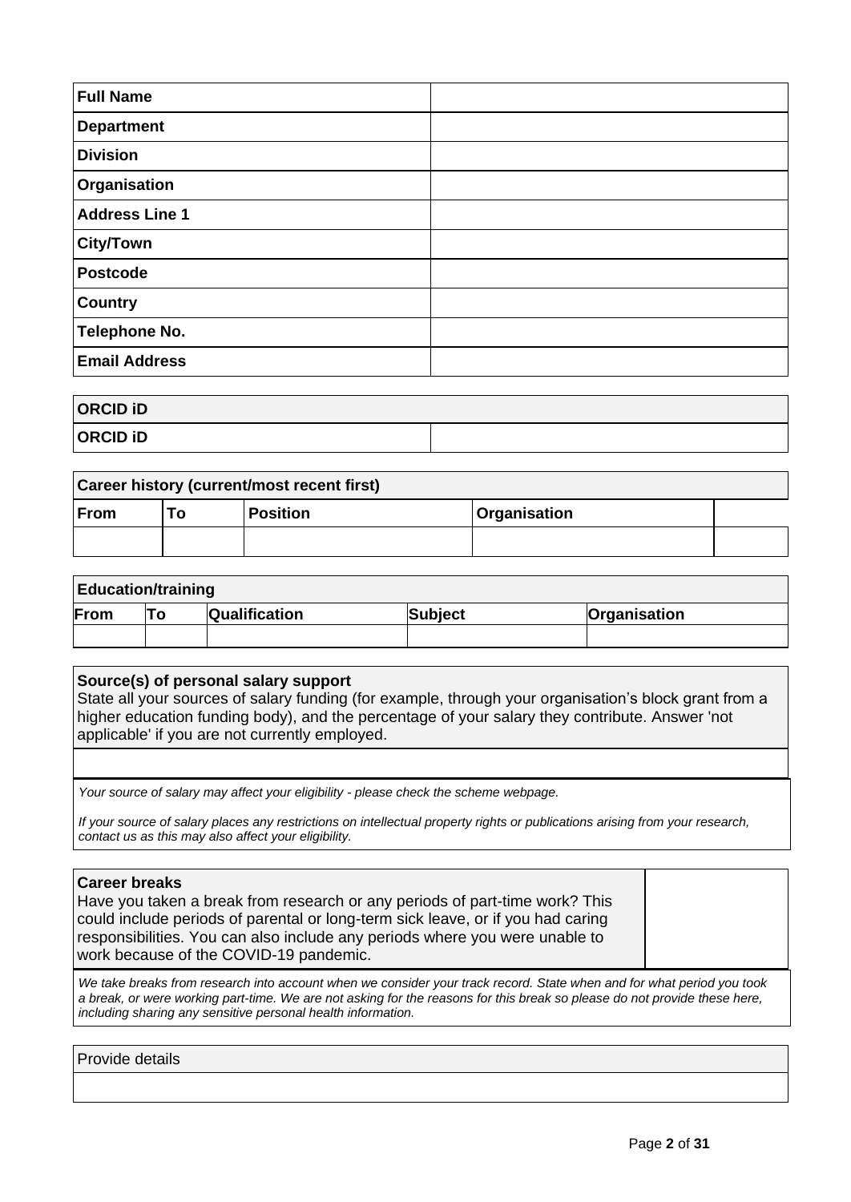| Full Name | |
|---|---|
| Department | |
| Division | |
| Organisation | |
| Address Line 1 | |
| City/Town | |
| Postcode | |
| Country | |
| Telephone No. | |
| Email Address | |

| ORCID iD | |
|---|---|
| ORCID iD | |

| Career history (current/most recent first) | | | | |
|---|---|---|---|---|
| From | To | Position | Organisation | |
| | | | | |

| Education/training | | | | |
|---|---|---|---|---|
| From | To | Qualification | Subject | Organisation |
| | | | | |

**Source(s) of personal salary support**

State all your sources of salary funding (for example, through your organisation's block grant from a higher education funding body), and the percentage of your salary they contribute. Answer 'not applicable' if you are not currently employed.

*Your source of salary may affect your eligibility - please check the scheme webpage.*

*If your source of salary places any restrictions on intellectual property rights or publications arising from your research, contact us as this may also affect your eligibility.*

**Career breaks**

Have you taken a break from research or any periods of part-time work? This could include periods of parental or long-term sick leave, or if you had caring responsibilities. You can also include any periods where you were unable to work because of the COVID-19 pandemic.

*We take breaks from research into account when we consider your track record. State when and for what period you took a break, or were working part-time. We are not asking for the reasons for this break so please do not provide these here, including sharing any sensitive personal health information.*

Provide details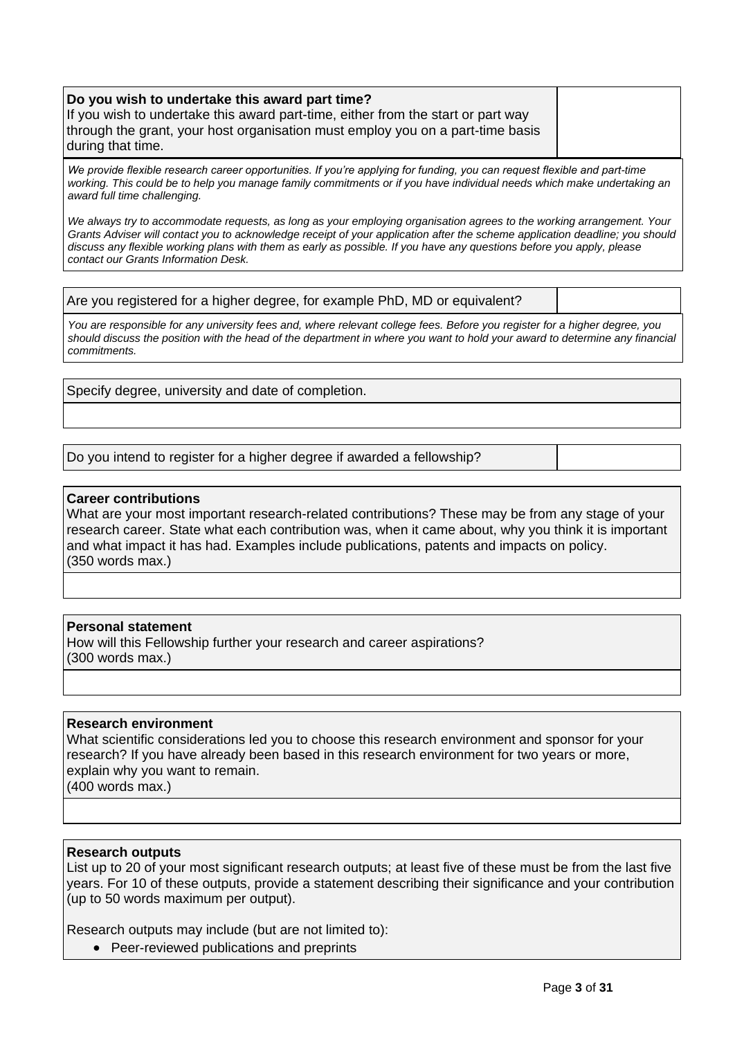| **Do you wish to undertake this award part time?**<br>If you wish to undertake this award part-time, either from the start or part way through the grant, your host organisation must employ you on a part-time basis during that time. | |
|---|---|

*We provide flexible research career opportunities. If you're applying for funding, you can request flexible and part-time working. This could be to help you manage family commitments or if you have individual needs which make undertaking an award full time challenging.*

*We always try to accommodate requests, as long as your employing organisation agrees to the working arrangement. Your Grants Adviser will contact you to acknowledge receipt of your application after the scheme application deadline; you should discuss any flexible working plans with them as early as possible. If you have any questions before you apply, please contact our Grants Information Desk.*

| Are you registered for a higher degree, for example PhD, MD or equivalent? | |
|---|---|

*You are responsible for any university fees and, where relevant college fees. Before you register for a higher degree, you should discuss the position with the head of the department in where you want to hold your award to determine any financial commitments.*

| Specify degree, university and date of completion. |
|---|
| |

| Do you intend to register for a higher degree if awarded a fellowship? | |
|---|---|

| **Career contributions**<br>What are your most important research-related contributions? These may be from any stage of your research career. State what each contribution was, when it came about, why you think it is important and what impact it has had. Examples include publications, patents and impacts on policy.<br>(350 words max.) |
|---|
| |

| **Personal statement**<br>How will this Fellowship further your research and career aspirations?<br>(300 words max.) |
|---|
| |

| **Research environment**<br>What scientific considerations led you to choose this research environment and sponsor for your research? If you have already been based in this research environment for two years or more, explain why you want to remain.<br>(400 words max.) |
|---|
| |

**Research outputs**

List up to 20 of your most significant research outputs; at least five of these must be from the last five years. For 10 of these outputs, provide a statement describing their significance and your contribution (up to 50 words maximum per output).

Research outputs may include (but are not limited to):

- Peer-reviewed publications and preprints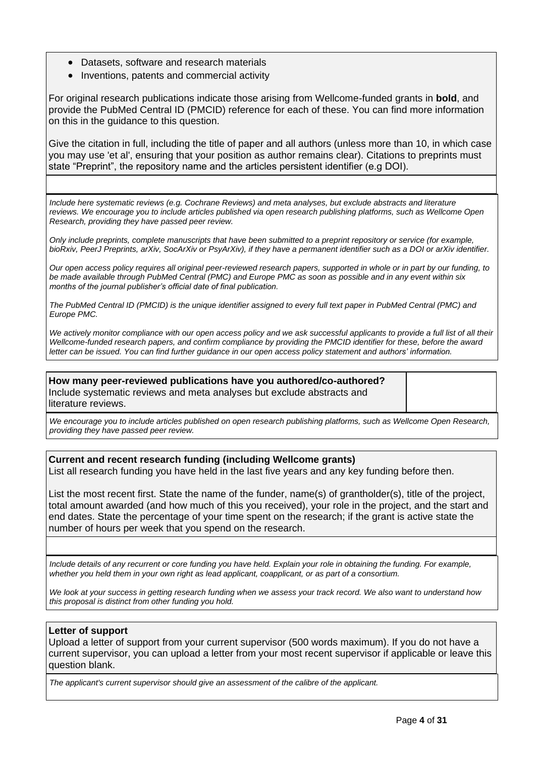- Datasets, software and research materials
- Inventions, patents and commercial activity

For original research publications indicate those arising from Wellcome-funded grants in **bold**, and provide the PubMed Central ID (PMCID) reference for each of these. You can find more information on this in the guidance to this question.

Give the citation in full, including the title of paper and all authors (unless more than 10, in which case you may use 'et al', ensuring that your position as author remains clear). Citations to preprints must state "Preprint", the repository name and the articles persistent identifier (e.g DOI).

*Include here systematic reviews (e.g. Cochrane Reviews) and meta analyses, but exclude abstracts and literature reviews. We encourage you to include articles published via open research publishing platforms, such as Wellcome Open Research, providing they have passed peer review.*

*Only include preprints, complete manuscripts that have been submitted to a preprint repository or service (for example, bioRxiv, PeerJ Preprints, arXiv, SocArXiv or PsyArXiv), if they have a permanent identifier such as a DOI or arXiv identifier.*

*Our open access policy requires all original peer-reviewed research papers, supported in whole or in part by our funding, to be made available through PubMed Central (PMC) and Europe PMC as soon as possible and in any event within six months of the journal publisher's official date of final publication.*

*The PubMed Central ID (PMCID) is the unique identifier assigned to every full text paper in PubMed Central (PMC) and Europe PMC.*

*We actively monitor compliance with our open access policy and we ask successful applicants to provide a full list of all their Wellcome-funded research papers, and confirm compliance by providing the PMCID identifier for these, before the award letter can be issued. You can find further guidance in our open access policy statement and authors' information.*

**How many peer-reviewed publications have you authored/co-authored?**
Include systematic reviews and meta analyses but exclude abstracts and literature reviews.

*We encourage you to include articles published on open research publishing platforms, such as Wellcome Open Research, providing they have passed peer review.*

**Current and recent research funding (including Wellcome grants)**
List all research funding you have held in the last five years and any key funding before then.

List the most recent first. State the name of the funder, name(s) of grantholder(s), title of the project, total amount awarded (and how much of this you received), your role in the project, and the start and end dates. State the percentage of your time spent on the research; if the grant is active state the number of hours per week that you spend on the research.

*Include details of any recurrent or core funding you have held. Explain your role in obtaining the funding. For example, whether you held them in your own right as lead applicant, coapplicant, or as part of a consortium.*

*We look at your success in getting research funding when we assess your track record. We also want to understand how this proposal is distinct from other funding you hold.*

**Letter of support**
Upload a letter of support from your current supervisor (500 words maximum). If you do not have a current supervisor, you can upload a letter from your most recent supervisor if applicable or leave this question blank.

*The applicant's current supervisor should give an assessment of the calibre of the applicant.*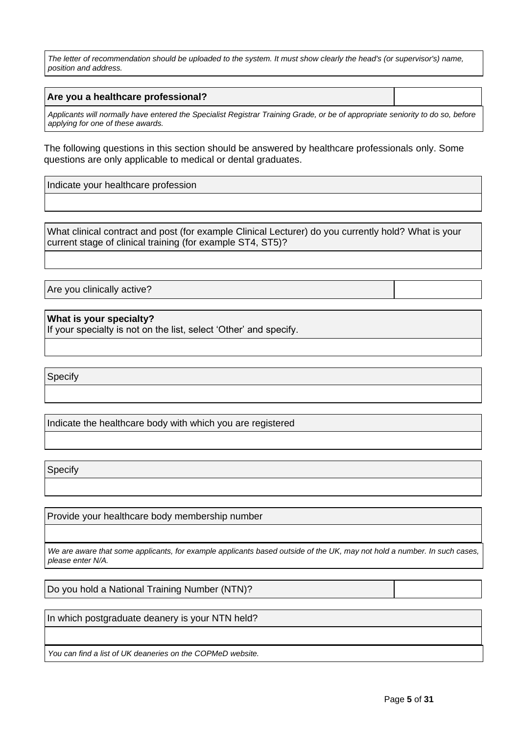*The letter of recommendation should be uploaded to the system. It must show clearly the head's (or supervisor's) name, position and address.*

| **Are you a healthcare professional?** | |
|---|---|

*Applicants will normally have entered the Specialist Registrar Training Grade, or be of appropriate seniority to do so, before applying for one of these awards.*

The following questions in this section should be answered by healthcare professionals only. Some questions are only applicable to medical or dental graduates.

| Indicate your healthcare profession |
|---|
| |

| What clinical contract and post (for example Clinical Lecturer) do you currently hold? What is your current stage of clinical training (for example ST4, ST5)? |
|---|
| |

| Are you clinically active? | |
|---|---|

| **What is your specialty?** If your specialty is not on the list, select 'Other' and specify. |
|---|
| |

| Specify |
|---|
| |

| Indicate the healthcare body with which you are registered |
|---|
| |

| Specify |
|---|
| |

| Provide your healthcare body membership number |
|---|
| |

*We are aware that some applicants, for example applicants based outside of the UK, may not hold a number. In such cases, please enter N/A.*

| Do you hold a National Training Number (NTN)? | |
|---|---|

| In which postgraduate deanery is your NTN held? |
|---|
| |

*You can find a list of UK deaneries on the COPMeD website.*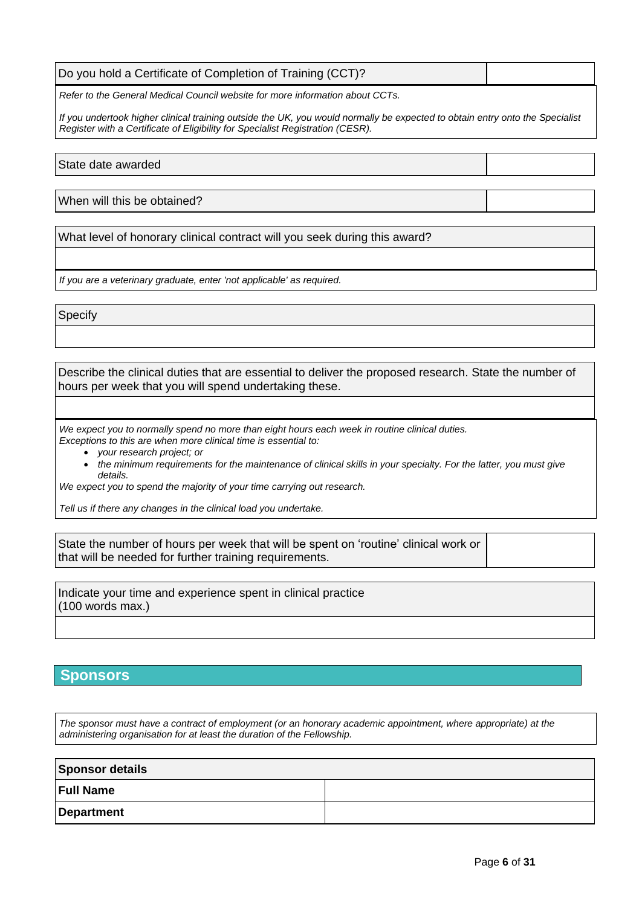| Do you hold a Certificate of Completion of Training (CCT)? | |
| --- | --- |

*Refer to the General Medical Council website for more information about CCTs.*

*If you undertook higher clinical training outside the UK, you would normally be expected to obtain entry onto the Specialist Register with a Certificate of Eligibility for Specialist Registration (CESR).*

| State date awarded | |
| --- | --- |

| When will this be obtained? | |
| --- | --- |

| What level of honorary clinical contract will you seek during this award? |
| --- |
| |

*If you are a veterinary graduate, enter 'not applicable' as required.*

| Specify |
| --- |
| |

| Describe the clinical duties that are essential to deliver the proposed research. State the number of hours per week that you will spend undertaking these. |
| --- |
| |

*We expect you to normally spend no more than eight hours each week in routine clinical duties.*
*Exceptions to this are when more clinical time is essential to:*

- *your research project; or*
- *the minimum requirements for the maintenance of clinical skills in your specialty. For the latter, you must give details.*

*We expect you to spend the majority of your time carrying out research.*

*Tell us if there any changes in the clinical load you undertake.*

| State the number of hours per week that will be spent on 'routine' clinical work or that will be needed for further training requirements. | |
| --- | --- |

| Indicate your time and experience spent in clinical practice (100 words max.) |
| --- |
| |

## Sponsors

*The sponsor must have a contract of employment (or an honorary academic appointment, where appropriate) at the administering organisation for at least the duration of the Fellowship.*

| **Sponsor details** | |
| --- | --- |
| **Full Name** | |
| **Department** | |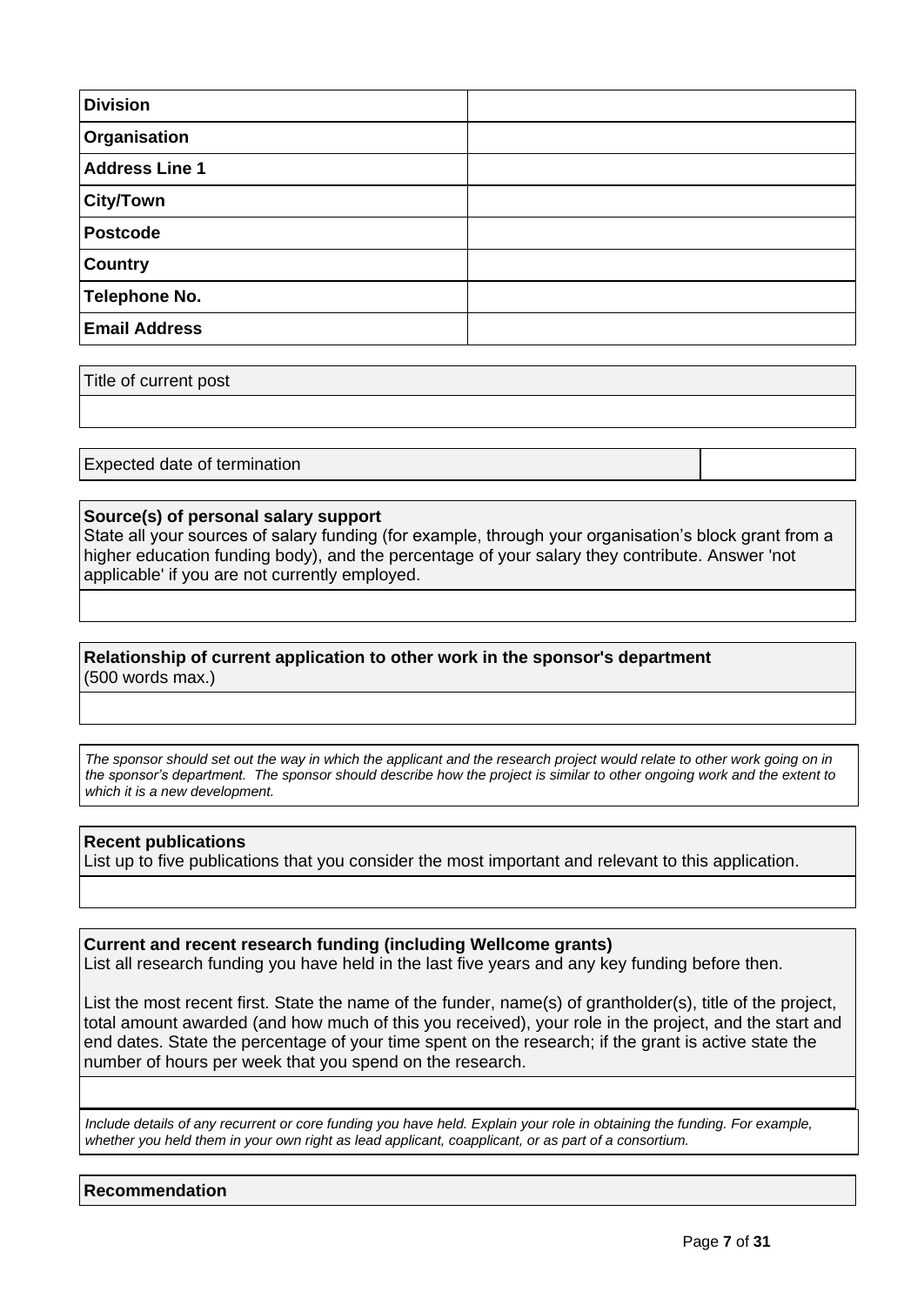| **Division** | |
|---|---|
| **Organisation** | |
| **Address Line 1** | |
| **City/Town** | |
| **Postcode** | |
| **Country** | |
| **Telephone No.** | |
| **Email Address** | |

| Title of current post |
|---|
| |

| Expected date of termination | |
|---|---|

**Source(s) of personal salary support**

State all your sources of salary funding (for example, through your organisation's block grant from a higher education funding body), and the percentage of your salary they contribute. Answer 'not applicable' if you are not currently employed.

**Relationship of current application to other work in the sponsor's department**
(500 words max.)

*The sponsor should set out the way in which the applicant and the research project would relate to other work going on in the sponsor's department. The sponsor should describe how the project is similar to other ongoing work and the extent to which it is a new development.*

**Recent publications**

List up to five publications that you consider the most important and relevant to this application.

**Current and recent research funding (including Wellcome grants)**

List all research funding you have held in the last five years and any key funding before then.

List the most recent first. State the name of the funder, name(s) of grantholder(s), title of the project, total amount awarded (and how much of this you received), your role in the project, and the start and end dates. State the percentage of your time spent on the research; if the grant is active state the number of hours per week that you spend on the research.

*Include details of any recurrent or core funding you have held. Explain your role in obtaining the funding. For example, whether you held them in your own right as lead applicant, coapplicant, or as part of a consortium.*

**Recommendation**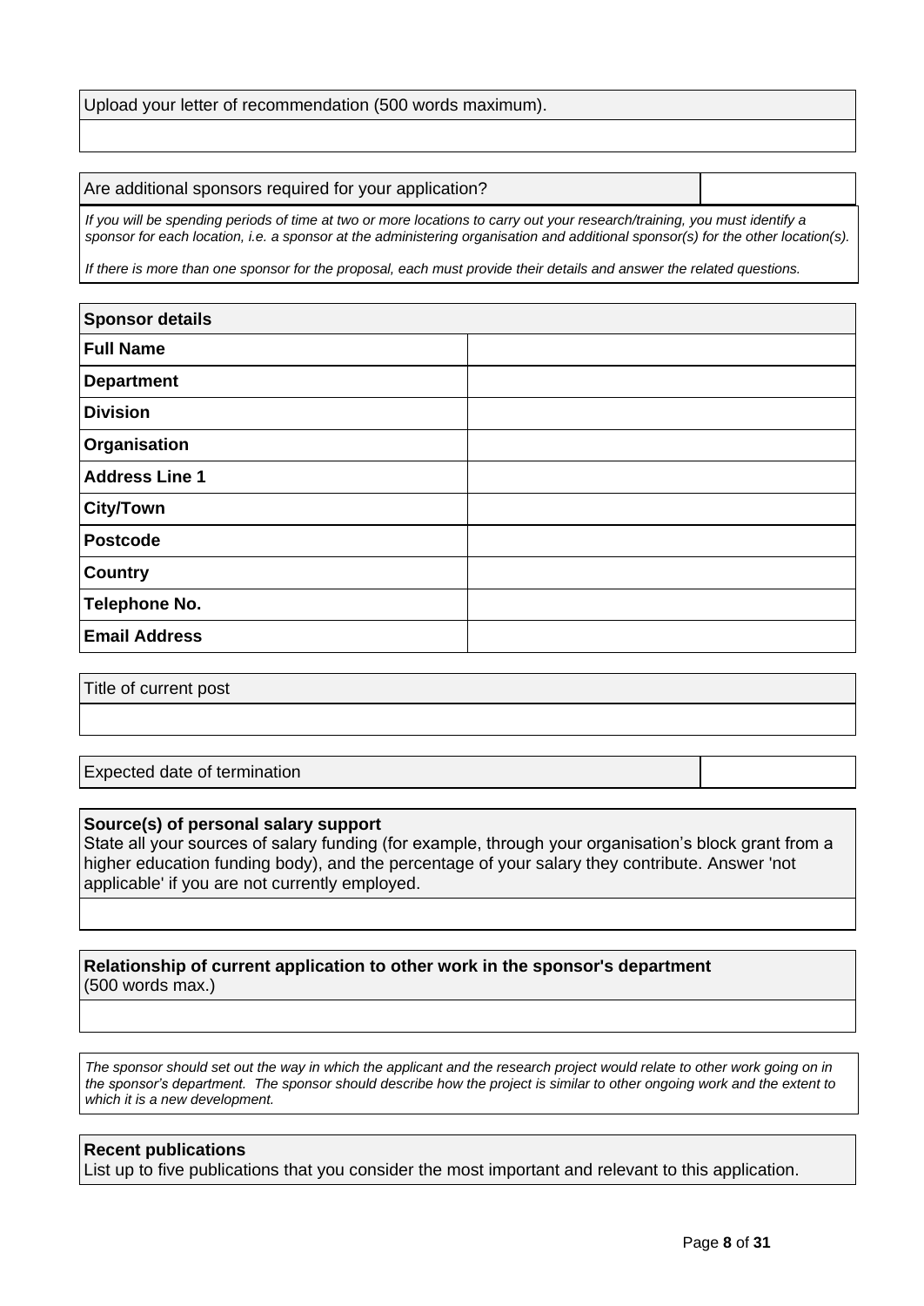Upload your letter of recommendation (500 words maximum).

| Are additional sponsors required for your application? | |
|---|---|

*If you will be spending periods of time at two or more locations to carry out your research/training, you must identify a sponsor for each location, i.e. a sponsor at the administering organisation and additional sponsor(s) for the other location(s).*

*If there is more than one sponsor for the proposal, each must provide their details and answer the related questions.*

| **Sponsor details** | |
|---|---|
| **Full Name** | |
| **Department** | |
| **Division** | |
| **Organisation** | |
| **Address Line 1** | |
| **City/Town** | |
| **Postcode** | |
| **Country** | |
| **Telephone No.** | |
| **Email Address** | |

Title of current post

| Expected date of termination | |
|---|---|

**Source(s) of personal salary support**
State all your sources of salary funding (for example, through your organisation's block grant from a higher education funding body), and the percentage of your salary they contribute. Answer 'not applicable' if you are not currently employed.

**Relationship of current application to other work in the sponsor's department**
(500 words max.)

*The sponsor should set out the way in which the applicant and the research project would relate to other work going on in the sponsor's department. The sponsor should describe how the project is similar to other ongoing work and the extent to which it is a new development.*

**Recent publications**
List up to five publications that you consider the most important and relevant to this application.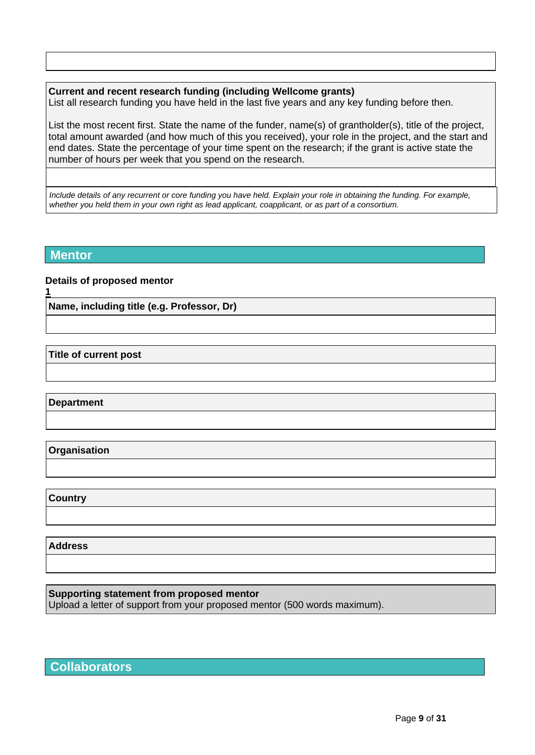**Current and recent research funding (including Wellcome grants)**
List all research funding you have held in the last five years and any key funding before then.

List the most recent first. State the name of the funder, name(s) of grantholder(s), title of the project, total amount awarded (and how much of this you received), your role in the project, and the start and end dates. State the percentage of your time spent on the research; if the grant is active state the number of hours per week that you spend on the research.

*Include details of any recurrent or core funding you have held. Explain your role in obtaining the funding. For example, whether you held them in your own right as lead applicant, coapplicant, or as part of a consortium.*

## Mentor

**Details of proposed mentor**

**1**

**Name, including title (e.g. Professor, Dr)**

**Title of current post**

**Department**

**Organisation**

**Country**

**Address**

**Supporting statement from proposed mentor**
Upload a letter of support from your proposed mentor (500 words maximum).

## Collaborators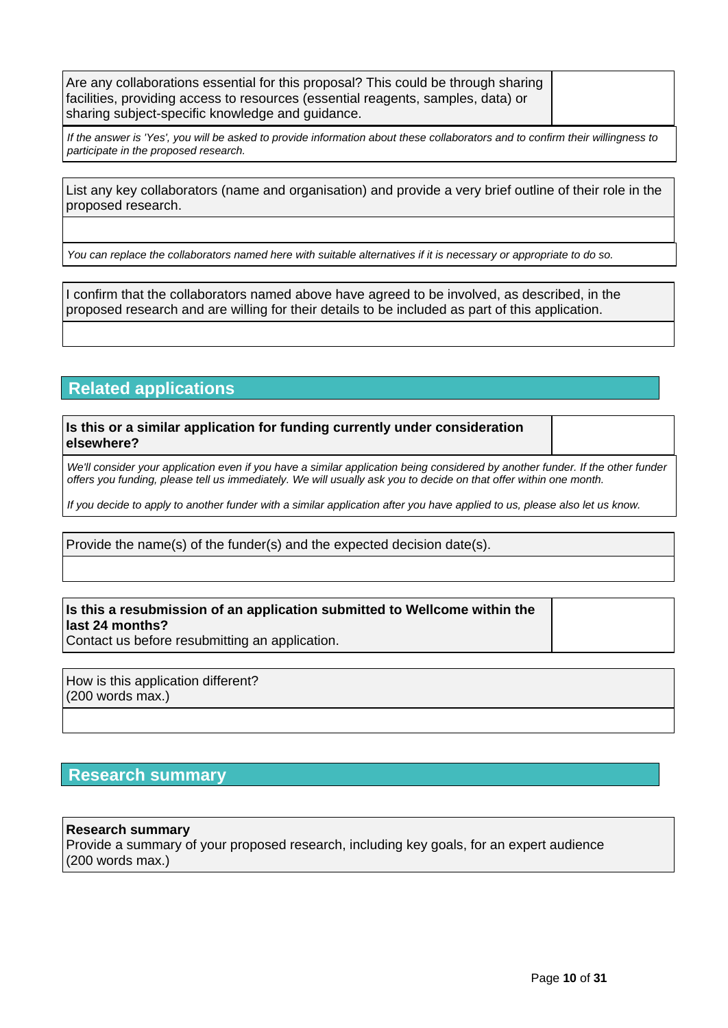| Are any collaborations essential for this proposal? This could be through sharing facilities, providing access to resources (essential reagents, samples, data) or sharing subject-specific knowledge and guidance. | |
|---|---|

*If the answer is 'Yes', you will be asked to provide information about these collaborators and to confirm their willingness to participate in the proposed research.*

| List any key collaborators (name and organisation) and provide a very brief outline of their role in the proposed research. |
|---|
| |

*You can replace the collaborators named here with suitable alternatives if it is necessary or appropriate to do so.*

| I confirm that the collaborators named above have agreed to be involved, as described, in the proposed research and are willing for their details to be included as part of this application. |
|---|
| |

## Related applications

| **Is this or a similar application for funding currently under consideration elsewhere?** | |
|---|---|

*We'll consider your application even if you have a similar application being considered by another funder. If the other funder offers you funding, please tell us immediately. We will usually ask you to decide on that offer within one month.*

*If you decide to apply to another funder with a similar application after you have applied to us, please also let us know.*

| Provide the name(s) of the funder(s) and the expected decision date(s). |
|---|
| |

| **Is this a resubmission of an application submitted to Wellcome within the last 24 months?** Contact us before resubmitting an application. | |
|---|---|

| How is this application different? (200 words max.) |
|---|
| |

## Research summary

**Research summary**
Provide a summary of your proposed research, including key goals, for an expert audience (200 words max.)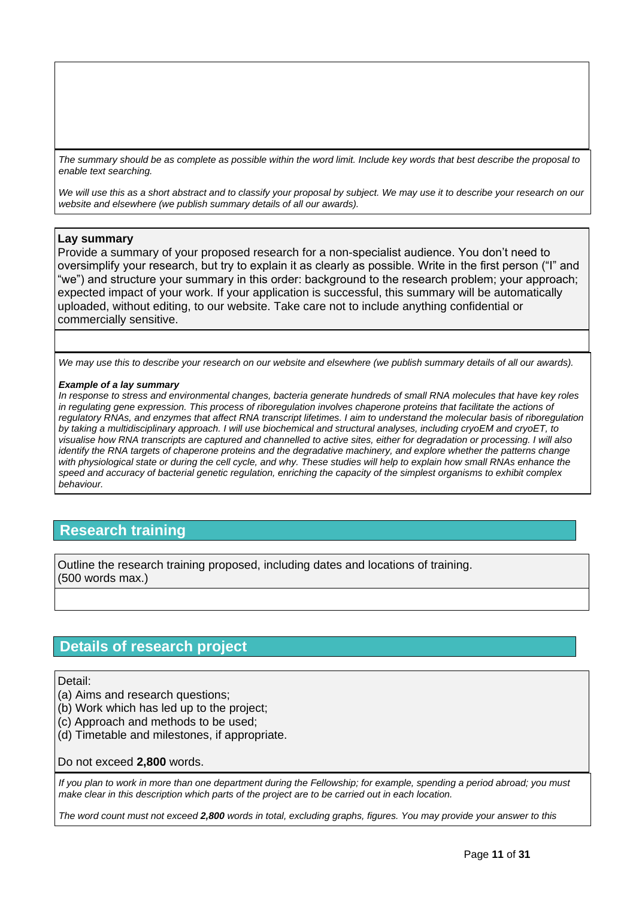The summary should be as complete as possible within the word limit. Include key words that best describe the proposal to enable text searching.

We will use this as a short abstract and to classify your proposal by subject. We may use it to describe your research on our website and elsewhere (we publish summary details of all our awards).

**Lay summary**

Provide a summary of your proposed research for a non-specialist audience. You don't need to oversimplify your research, but try to explain it as clearly as possible. Write in the first person ("I" and "we") and structure your summary in this order: background to the research problem; your approach; expected impact of your work. If your application is successful, this summary will be automatically uploaded, without editing, to our website. Take care not to include anything confidential or commercially sensitive.

*We may use this to describe your research on our website and elsewhere (we publish summary details of all our awards).*

***Example of a lay summary***

*In response to stress and environmental changes, bacteria generate hundreds of small RNA molecules that have key roles in regulating gene expression. This process of riboregulation involves chaperone proteins that facilitate the actions of regulatory RNAs, and enzymes that affect RNA transcript lifetimes. I aim to understand the molecular basis of riboregulation by taking a multidisciplinary approach. I will use biochemical and structural analyses, including cryoEM and cryoET, to visualise how RNA transcripts are captured and channelled to active sites, either for degradation or processing. I will also identify the RNA targets of chaperone proteins and the degradative machinery, and explore whether the patterns change with physiological state or during the cell cycle, and why. These studies will help to explain how small RNAs enhance the speed and accuracy of bacterial genetic regulation, enriching the capacity of the simplest organisms to exhibit complex behaviour.*

## Research training

Outline the research training proposed, including dates and locations of training.
(500 words max.)

## Details of research project

Detail:
(a) Aims and research questions;
(b) Work which has led up to the project;
(c) Approach and methods to be used;
(d) Timetable and milestones, if appropriate.

Do not exceed **2,800** words.

*If you plan to work in more than one department during the Fellowship; for example, spending a period abroad; you must make clear in this description which parts of the project are to be carried out in each location.*

*The word count must not exceed **2,800** words in total, excluding graphs, figures. You may provide your answer to this*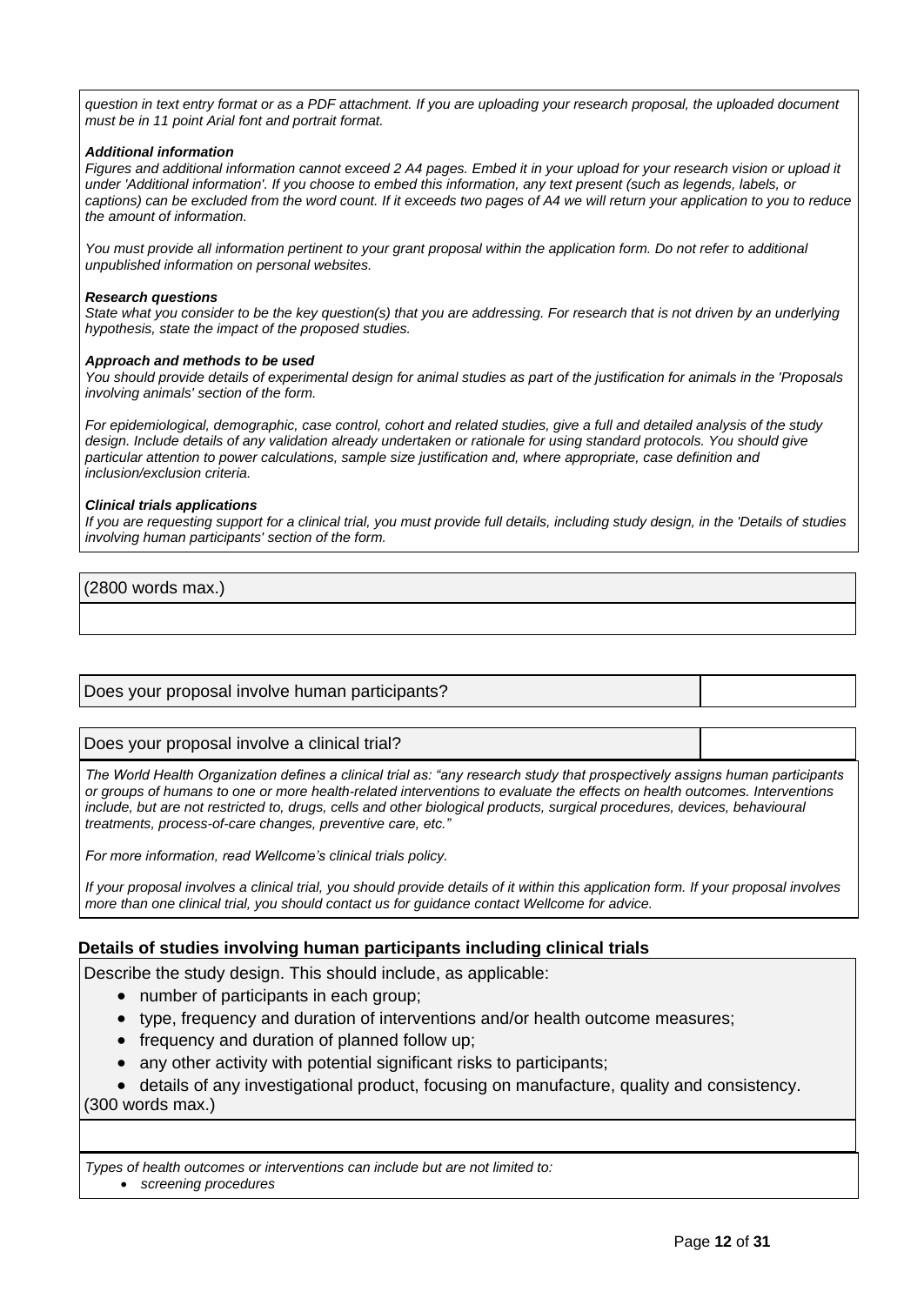*question in text entry format or as a PDF attachment. If you are uploading your research proposal, the uploaded document must be in 11 point Arial font and portrait format.*

***Additional information***
*Figures and additional information cannot exceed 2 A4 pages. Embed it in your upload for your research vision or upload it under 'Additional information'. If you choose to embed this information, any text present (such as legends, labels, or captions) can be excluded from the word count. If it exceeds two pages of A4 we will return your application to you to reduce the amount of information.*

*You must provide all information pertinent to your grant proposal within the application form. Do not refer to additional unpublished information on personal websites.*

***Research questions***
*State what you consider to be the key question(s) that you are addressing. For research that is not driven by an underlying hypothesis, state the impact of the proposed studies.*

***Approach and methods to be used***
*You should provide details of experimental design for animal studies as part of the justification for animals in the 'Proposals involving animals' section of the form.*

*For epidemiological, demographic, case control, cohort and related studies, give a full and detailed analysis of the study design. Include details of any validation already undertaken or rationale for using standard protocols. You should give particular attention to power calculations, sample size justification and, where appropriate, case definition and inclusion/exclusion criteria.*

***Clinical trials applications***
*If you are requesting support for a clinical trial, you must provide full details, including study design, in the 'Details of studies involving human participants' section of the form.*

(2800 words max.)

| | |
|---|---|
| Does your proposal involve human participants? | |

| | |
|---|---|
| Does your proposal involve a clinical trial? | |

*The World Health Organization defines a clinical trial as: "any research study that prospectively assigns human participants or groups of humans to one or more health-related interventions to evaluate the effects on health outcomes. Interventions include, but are not restricted to, drugs, cells and other biological products, surgical procedures, devices, behavioural treatments, process-of-care changes, preventive care, etc."*

*For more information, read Wellcome's clinical trials policy.*

*If your proposal involves a clinical trial, you should provide details of it within this application form. If your proposal involves more than one clinical trial, you should contact us for guidance contact Wellcome for advice.*

### Details of studies involving human participants including clinical trials

Describe the study design. This should include, as applicable:

- number of participants in each group;
- type, frequency and duration of interventions and/or health outcome measures;
- frequency and duration of planned follow up;
- any other activity with potential significant risks to participants;
- details of any investigational product, focusing on manufacture, quality and consistency.

(300 words max.)

*Types of health outcomes or interventions can include but are not limited to:*

- *screening procedures*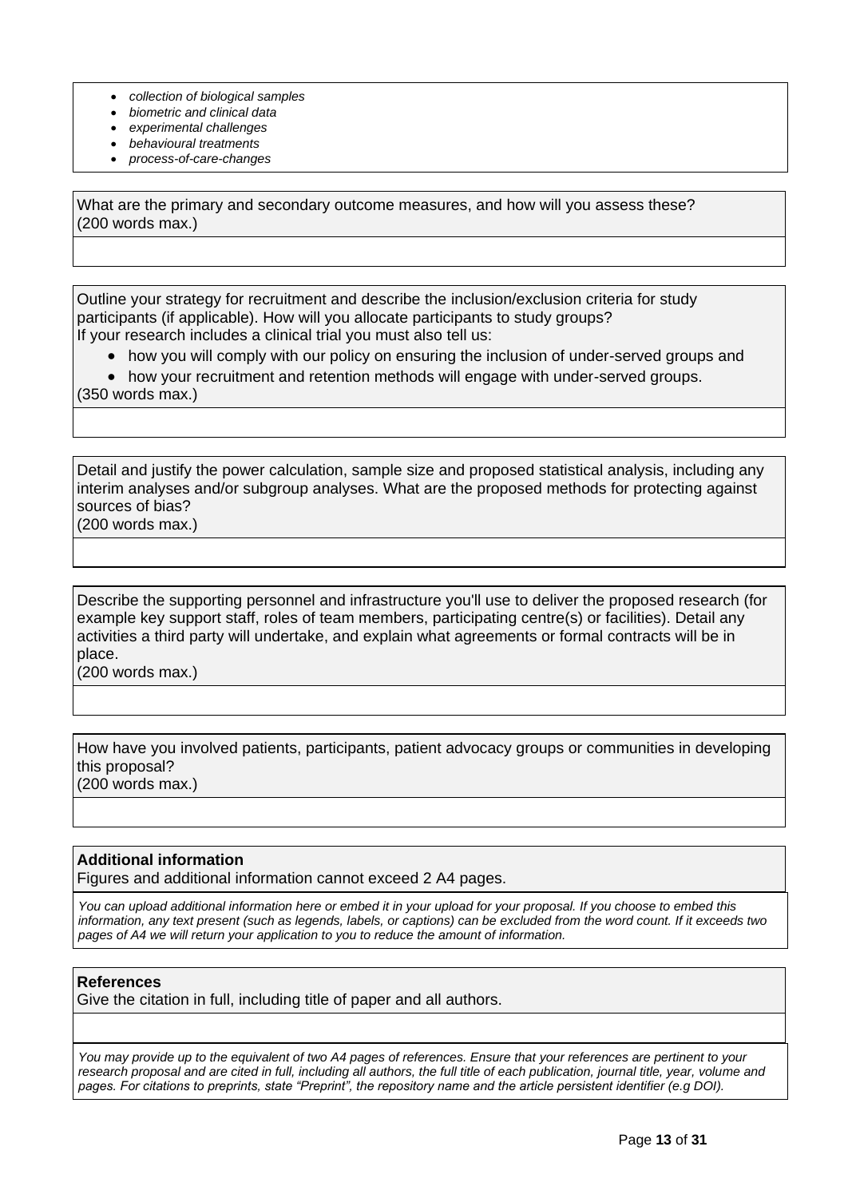- *collection of biological samples*
- *biometric and clinical data*
- *experimental challenges*
- *behavioural treatments*
- *process-of-care-changes*

What are the primary and secondary outcome measures, and how will you assess these? (200 words max.)

Outline your strategy for recruitment and describe the inclusion/exclusion criteria for study participants (if applicable). How will you allocate participants to study groups?
If your research includes a clinical trial you must also tell us:

- how you will comply with our policy on ensuring the inclusion of under-served groups and
- how your recruitment and retention methods will engage with under-served groups.

(350 words max.)

Detail and justify the power calculation, sample size and proposed statistical analysis, including any interim analyses and/or subgroup analyses. What are the proposed methods for protecting against sources of bias?
(200 words max.)

Describe the supporting personnel and infrastructure you'll use to deliver the proposed research (for example key support staff, roles of team members, participating centre(s) or facilities). Detail any activities a third party will undertake, and explain what agreements or formal contracts will be in place.
(200 words max.)

How have you involved patients, participants, patient advocacy groups or communities in developing this proposal?
(200 words max.)

**Additional information**
Figures and additional information cannot exceed 2 A4 pages.

*You can upload additional information here or embed it in your upload for your proposal. If you choose to embed this information, any text present (such as legends, labels, or captions) can be excluded from the word count. If it exceeds two pages of A4 we will return your application to you to reduce the amount of information.*

**References**
Give the citation in full, including title of paper and all authors.

*You may provide up to the equivalent of two A4 pages of references. Ensure that your references are pertinent to your research proposal and are cited in full, including all authors, the full title of each publication, journal title, year, volume and pages. For citations to preprints, state "Preprint", the repository name and the article persistent identifier (e.g DOI).*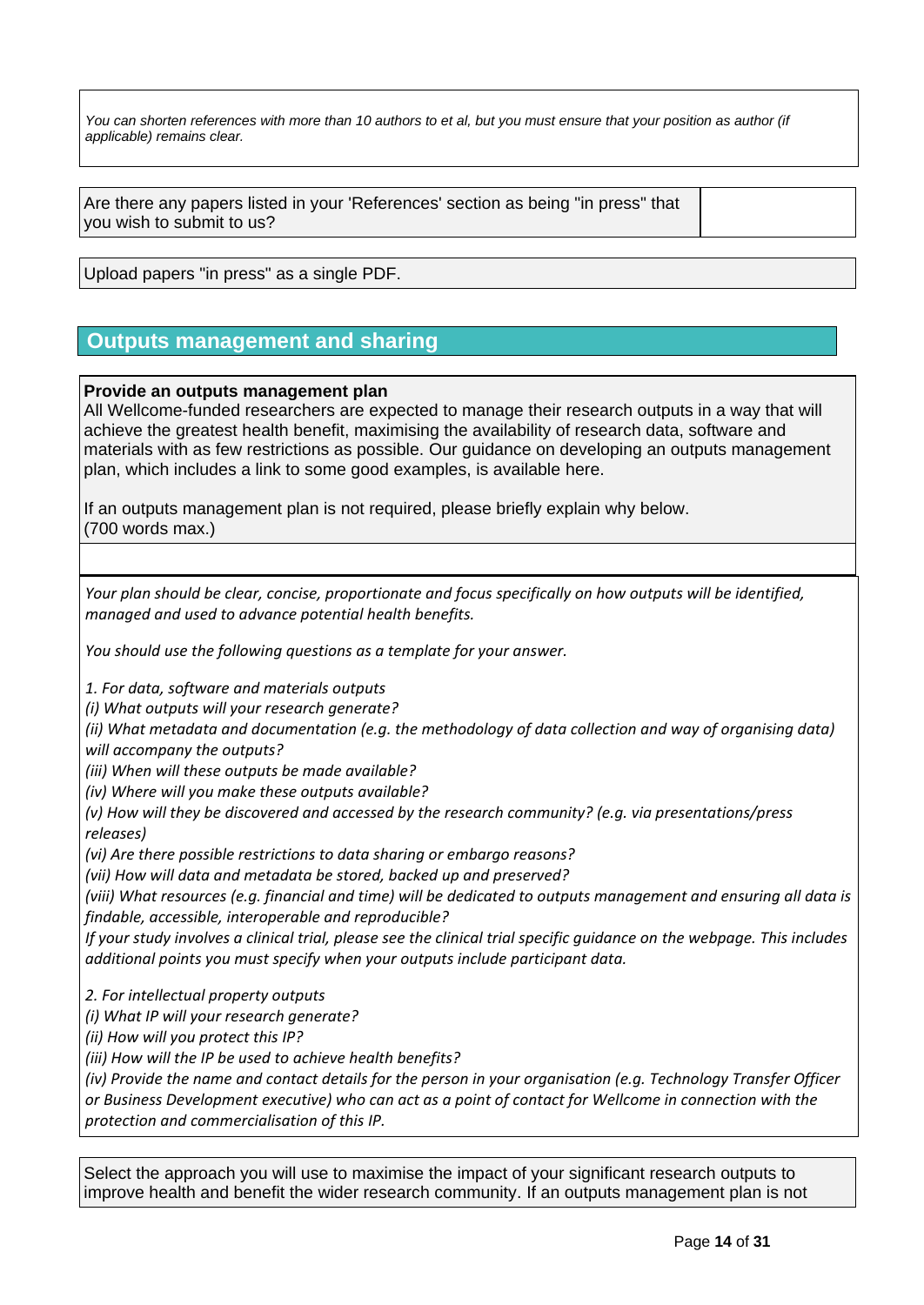*You can shorten references with more than 10 authors to et al, but you must ensure that your position as author (if applicable) remains clear.*

| Are there any papers listed in your 'References' section as being "in press" that you wish to submit to us? | |
|---|---|

Upload papers "in press" as a single PDF.

## Outputs management and sharing

**Provide an outputs management plan**

All Wellcome-funded researchers are expected to manage their research outputs in a way that will achieve the greatest health benefit, maximising the availability of research data, software and materials with as few restrictions as possible. Our guidance on developing an outputs management plan, which includes a link to some good examples, is available here.

If an outputs management plan is not required, please briefly explain why below.
(700 words max.)

*Your plan should be clear, concise, proportionate and focus specifically on how outputs will be identified, managed and used to advance potential health benefits.*

*You should use the following questions as a template for your answer.*

*1. For data, software and materials outputs*
*(i) What outputs will your research generate?*
*(ii) What metadata and documentation (e.g. the methodology of data collection and way of organising data) will accompany the outputs?*
*(iii) When will these outputs be made available?*
*(iv) Where will you make these outputs available?*
*(v) How will they be discovered and accessed by the research community? (e.g. via presentations/press releases)*
*(vi) Are there possible restrictions to data sharing or embargo reasons?*
*(vii) How will data and metadata be stored, backed up and preserved?*
*(viii) What resources (e.g. financial and time) will be dedicated to outputs management and ensuring all data is findable, accessible, interoperable and reproducible?*
*If your study involves a clinical trial, please see the clinical trial specific guidance on the webpage. This includes additional points you must specify when your outputs include participant data.*

*2. For intellectual property outputs*
*(i) What IP will your research generate?*
*(ii) How will you protect this IP?*
*(iii) How will the IP be used to achieve health benefits?*
*(iv) Provide the name and contact details for the person in your organisation (e.g. Technology Transfer Officer or Business Development executive) who can act as a point of contact for Wellcome in connection with the protection and commercialisation of this IP.*

Select the approach you will use to maximise the impact of your significant research outputs to improve health and benefit the wider research community. If an outputs management plan is not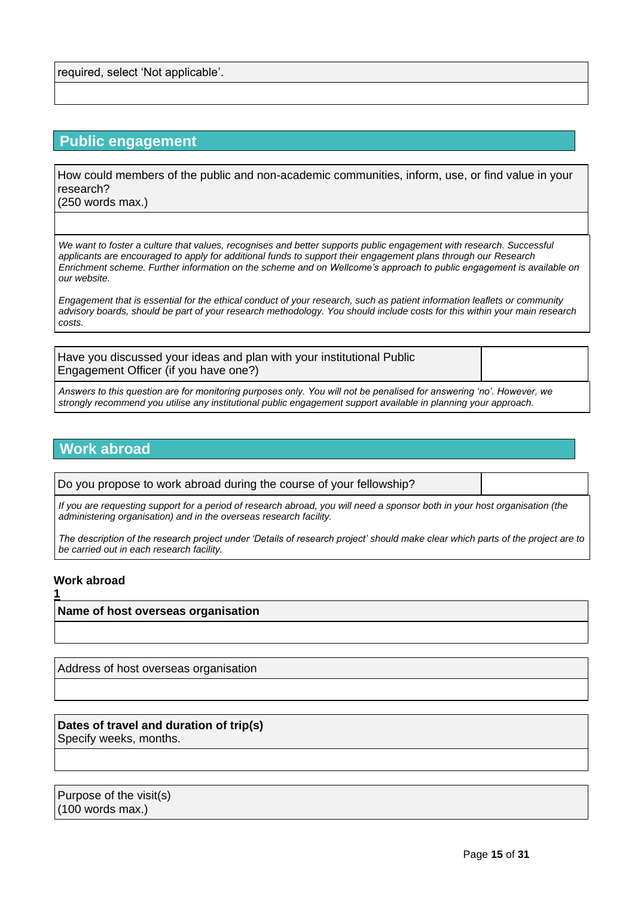required, select 'Not applicable'.

## Public engagement

How could members of the public and non-academic communities, inform, use, or find value in your research?
(250 words max.)

*We want to foster a culture that values, recognises and better supports public engagement with research. Successful applicants are encouraged to apply for additional funds to support their engagement plans through our Research Enrichment scheme. Further information on the scheme and on Wellcome's approach to public engagement is available on our website.*

*Engagement that is essential for the ethical conduct of your research, such as patient information leaflets or community advisory boards, should be part of your research methodology. You should include costs for this within your main research costs.*

| Have you discussed your ideas and plan with your institutional Public Engagement Officer (if you have one?) | |
|---|---|

*Answers to this question are for monitoring purposes only. You will not be penalised for answering 'no'. However, we strongly recommend you utilise any institutional public engagement support available in planning your approach.*

## Work abroad

| Do you propose to work abroad during the course of your fellowship? | |
|---|---|

*If you are requesting support for a period of research abroad, you will need a sponsor both in your host organisation (the administering organisation) and in the overseas research facility.*

*The description of the research project under 'Details of research project' should make clear which parts of the project are to be carried out in each research facility.*

**Work abroad 1**

**Name of host overseas organisation**

Address of host overseas organisation

**Dates of travel and duration of trip(s)**
Specify weeks, months.

Purpose of the visit(s)
(100 words max.)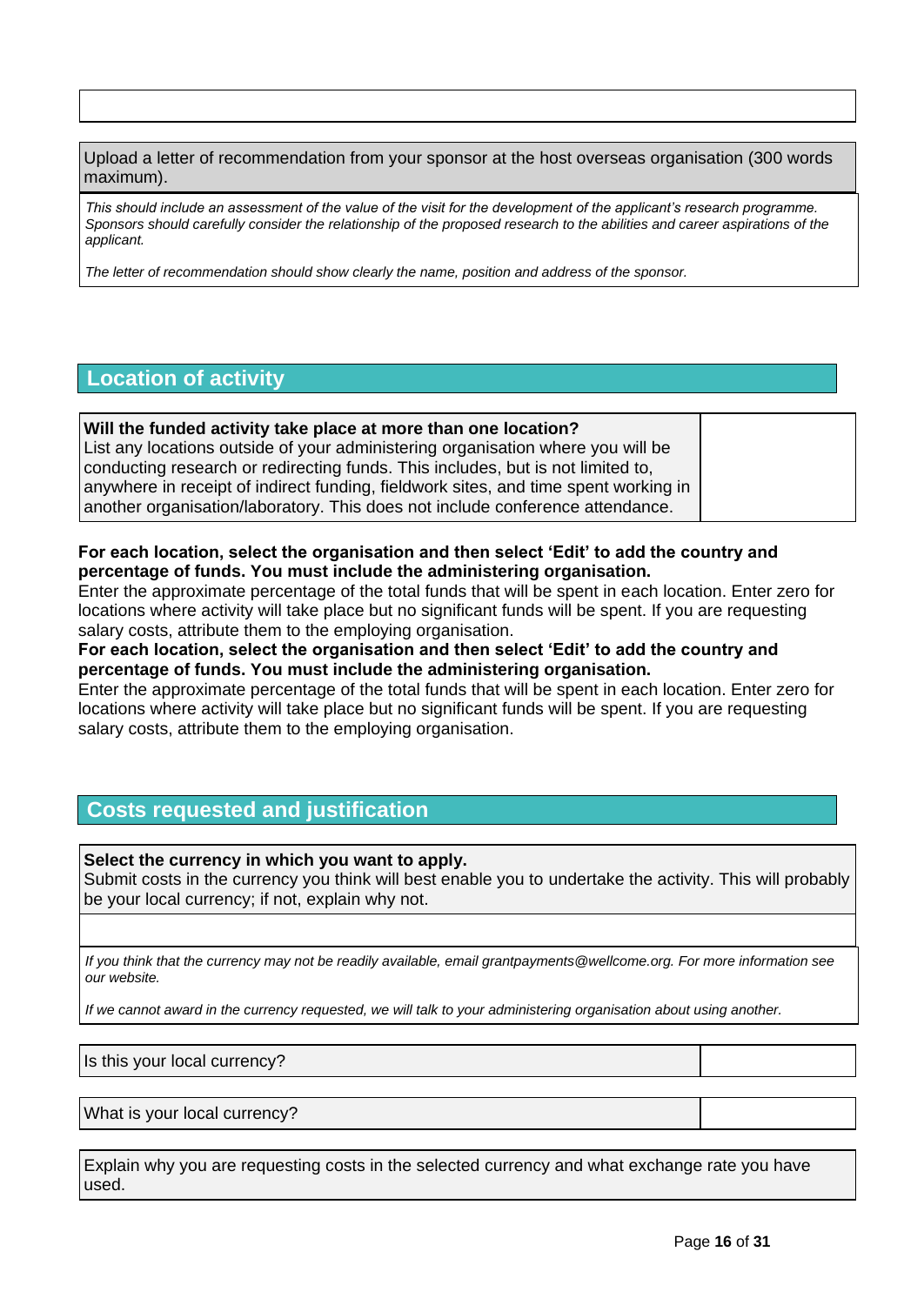Upload a letter of recommendation from your sponsor at the host overseas organisation (300 words maximum).

*This should include an assessment of the value of the visit for the development of the applicant's research programme. Sponsors should carefully consider the relationship of the proposed research to the abilities and career aspirations of the applicant.*

*The letter of recommendation should show clearly the name, position and address of the sponsor.*

## Location of activity

| **Will the funded activity take place at more than one location?** List any locations outside of your administering organisation where you will be conducting research or redirecting funds. This includes, but is not limited to, anywhere in receipt of indirect funding, fieldwork sites, and time spent working in another organisation/laboratory. This does not include conference attendance. | |
|---|---|

**For each location, select the organisation and then select 'Edit' to add the country and percentage of funds. You must include the administering organisation.**
Enter the approximate percentage of the total funds that will be spent in each location. Enter zero for locations where activity will take place but no significant funds will be spent. If you are requesting salary costs, attribute them to the employing organisation.
**For each location, select the organisation and then select 'Edit' to add the country and percentage of funds. You must include the administering organisation.**
Enter the approximate percentage of the total funds that will be spent in each location. Enter zero for locations where activity will take place but no significant funds will be spent. If you are requesting salary costs, attribute them to the employing organisation.

## Costs requested and justification

**Select the currency in which you want to apply.**
Submit costs in the currency you think will best enable you to undertake the activity. This will probably be your local currency; if not, explain why not.

*If you think that the currency may not be readily available, email grantpayments@wellcome.org. For more information see our website.*

*If we cannot award in the currency requested, we will talk to your administering organisation about using another.*

| Is this your local currency? | |
|---|---|

| What is your local currency? | |
|---|---|

Explain why you are requesting costs in the selected currency and what exchange rate you have used.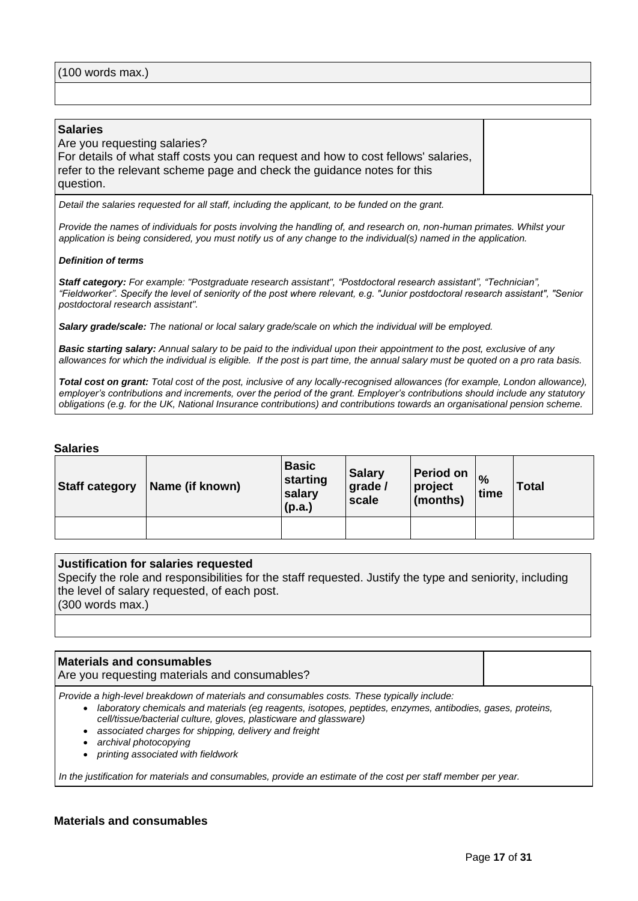(100 words max.)

**Salaries**
Are you requesting salaries?
For details of what staff costs you can request and how to cost fellows' salaries, refer to the relevant scheme page and check the guidance notes for this question.

*Detail the salaries requested for all staff, including the applicant, to be funded on the grant.*

*Provide the names of individuals for posts involving the handling of, and research on, non-human primates. Whilst your application is being considered, you must notify us of any change to the individual(s) named in the application.*

***Definition of terms***

***Staff category:*** *For example: "Postgraduate research assistant", "Postdoctoral research assistant", "Technician", "Fieldworker". Specify the level of seniority of the post where relevant, e.g. "Junior postdoctoral research assistant", "Senior postdoctoral research assistant".*

***Salary grade/scale:*** *The national or local salary grade/scale on which the individual will be employed.*

***Basic starting salary:*** *Annual salary to be paid to the individual upon their appointment to the post, exclusive of any allowances for which the individual is eligible. If the post is part time, the annual salary must be quoted on a pro rata basis.*

***Total cost on grant:*** *Total cost of the post, inclusive of any locally-recognised allowances (for example, London allowance), employer's contributions and increments, over the period of the grant. Employer's contributions should include any statutory obligations (e.g. for the UK, National Insurance contributions) and contributions towards an organisational pension scheme.*

**Salaries**

| Staff category | Name (if known) | Basic starting salary (p.a.) | Salary grade / scale | Period on project (months) | % time | Total |
|---|---|---|---|---|---|---|
| | | | | | | |

**Justification for salaries requested**
Specify the role and responsibilities for the staff requested. Justify the type and seniority, including the level of salary requested, of each post.
(300 words max.)

**Materials and consumables**
Are you requesting materials and consumables?

*Provide a high-level breakdown of materials and consumables costs. These typically include:*

- *laboratory chemicals and materials (eg reagents, isotopes, peptides, enzymes, antibodies, gases, proteins, cell/tissue/bacterial culture, gloves, plasticware and glassware)*
- *associated charges for shipping, delivery and freight*
- *archival photocopying*
- *printing associated with fieldwork*

*In the justification for materials and consumables, provide an estimate of the cost per staff member per year.*

**Materials and consumables**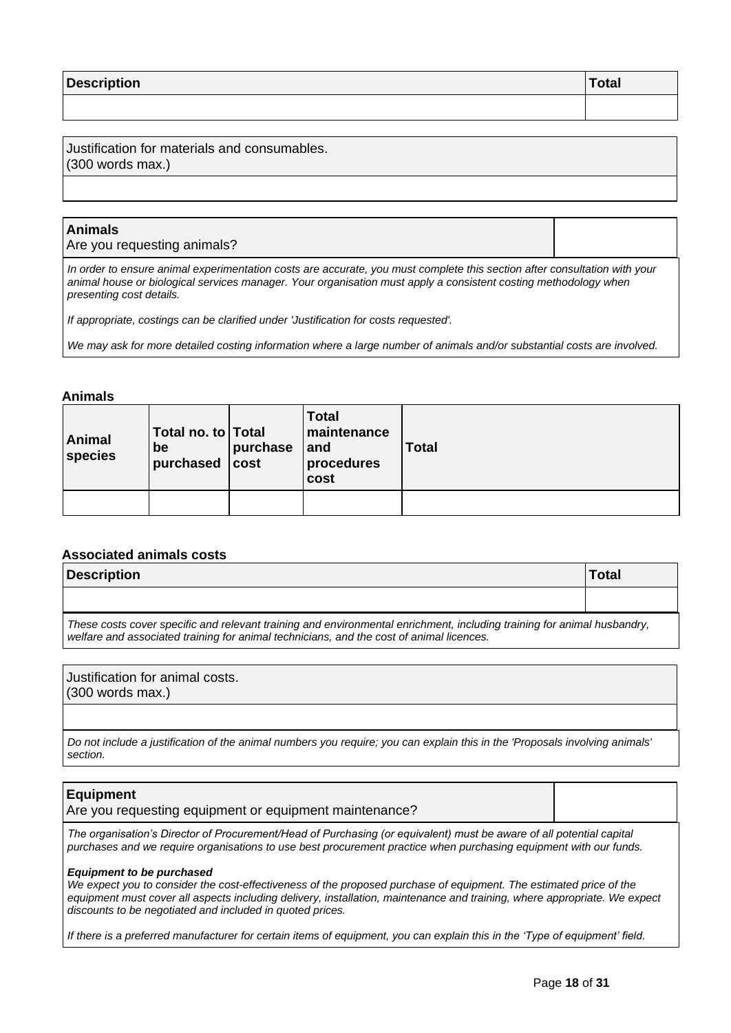| Description | Total |
|---|---|
| | |

| Justification for materials and consumables. (300 words max.) |
|---|
| |

| **Animals** Are you requesting animals? | |
|---|---|

*In order to ensure animal experimentation costs are accurate, you must complete this section after consultation with your animal house or biological services manager. Your organisation must apply a consistent costing methodology when presenting cost details.*

*If appropriate, costings can be clarified under 'Justification for costs requested'.*

*We may ask for more detailed costing information where a large number of animals and/or substantial costs are involved.*

### Animals

| Animal species | Total no. to be purchased | Total purchase cost | Total maintenance and procedures cost | Total |
|---|---|---|---|---|
| | | | | |

### Associated animals costs

| Description | Total |
|---|---|
| | |

*These costs cover specific and relevant training and environmental enrichment, including training for animal husbandry, welfare and associated training for animal technicians, and the cost of animal licences.*

| Justification for animal costs. (300 words max.) |
|---|
| |

*Do not include a justification of the animal numbers you require; you can explain this in the 'Proposals involving animals' section.*

| **Equipment** Are you requesting equipment or equipment maintenance? | |
|---|---|

*The organisation's Director of Procurement/Head of Purchasing (or equivalent) must be aware of all potential capital purchases and we require organisations to use best procurement practice when purchasing equipment with our funds.*

***Equipment to be purchased***
*We expect you to consider the cost-effectiveness of the proposed purchase of equipment. The estimated price of the equipment must cover all aspects including delivery, installation, maintenance and training, where appropriate. We expect discounts to be negotiated and included in quoted prices.*

*If there is a preferred manufacturer for certain items of equipment, you can explain this in the 'Type of equipment' field.*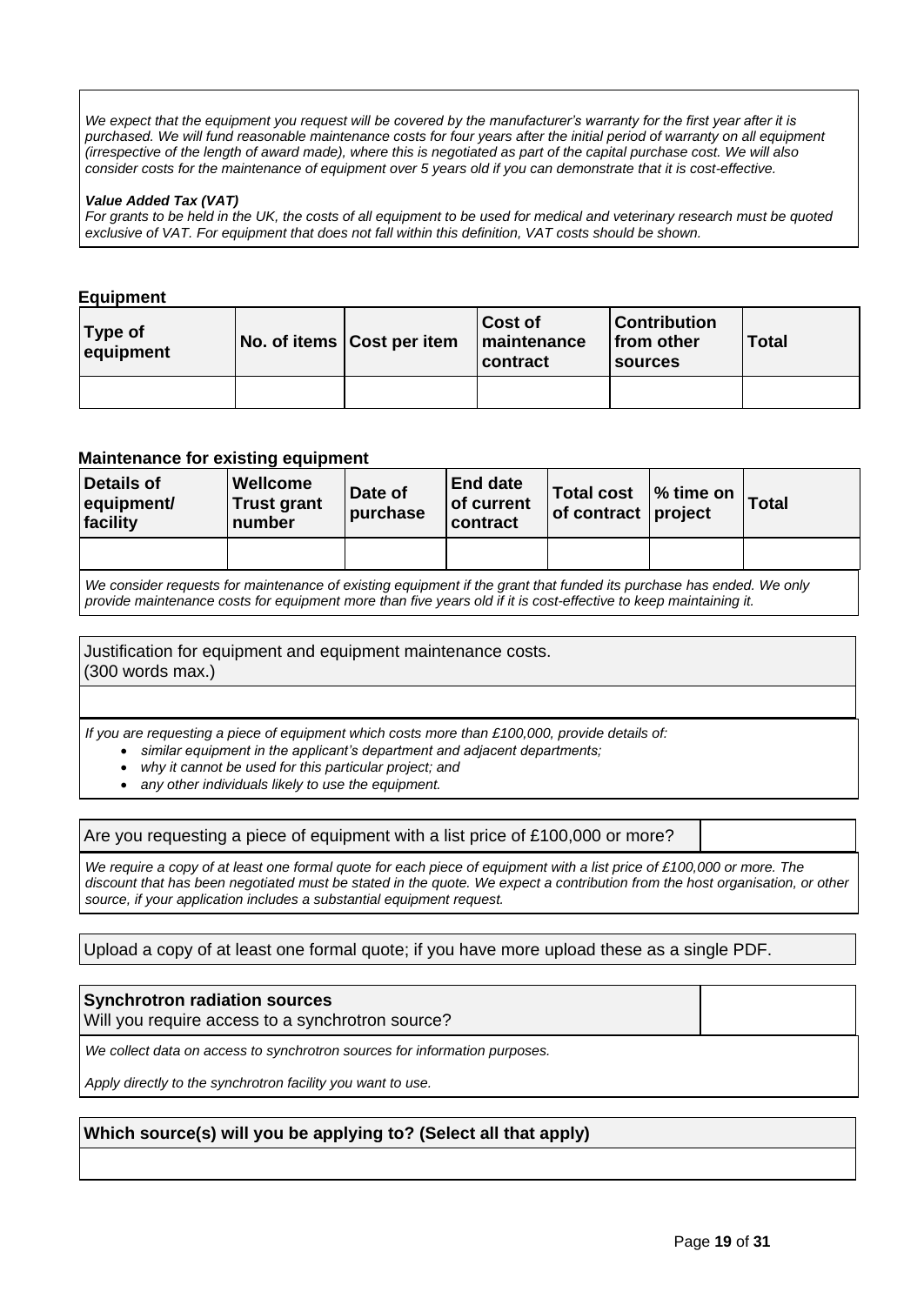*We expect that the equipment you request will be covered by the manufacturer's warranty for the first year after it is purchased. We will fund reasonable maintenance costs for four years after the initial period of warranty on all equipment (irrespective of the length of award made), where this is negotiated as part of the capital purchase cost. We will also consider costs for the maintenance of equipment over 5 years old if you can demonstrate that it is cost-effective.*

***Value Added Tax (VAT)***

*For grants to be held in the UK, the costs of all equipment to be used for medical and veterinary research must be quoted exclusive of VAT. For equipment that does not fall within this definition, VAT costs should be shown.*

**Equipment**

| Type of equipment | No. of items | Cost per item | Cost of maintenance contract | Contribution from other sources | Total |
|---|---|---|---|---|---|
| | | | | | |

**Maintenance for existing equipment**

| Details of equipment/ facility | Wellcome Trust grant number | Date of purchase | End date of current contract | Total cost of contract | % time on project | Total |
|---|---|---|---|---|---|---|
| | | | | | | |

*We consider requests for maintenance of existing equipment if the grant that funded its purchase has ended. We only provide maintenance costs for equipment more than five years old if it is cost-effective to keep maintaining it.*

Justification for equipment and equipment maintenance costs.
(300 words max.)

*If you are requesting a piece of equipment which costs more than £100,000, provide details of:*

- *similar equipment in the applicant's department and adjacent departments;*
- *why it cannot be used for this particular project; and*
- *any other individuals likely to use the equipment.*

Are you requesting a piece of equipment with a list price of £100,000 or more?

*We require a copy of at least one formal quote for each piece of equipment with a list price of £100,000 or more. The discount that has been negotiated must be stated in the quote. We expect a contribution from the host organisation, or other source, if your application includes a substantial equipment request.*

Upload a copy of at least one formal quote; if you have more upload these as a single PDF.

**Synchrotron radiation sources**

Will you require access to a synchrotron source?

*We collect data on access to synchrotron sources for information purposes.*

*Apply directly to the synchrotron facility you want to use.*

**Which source(s) will you be applying to? (Select all that apply)**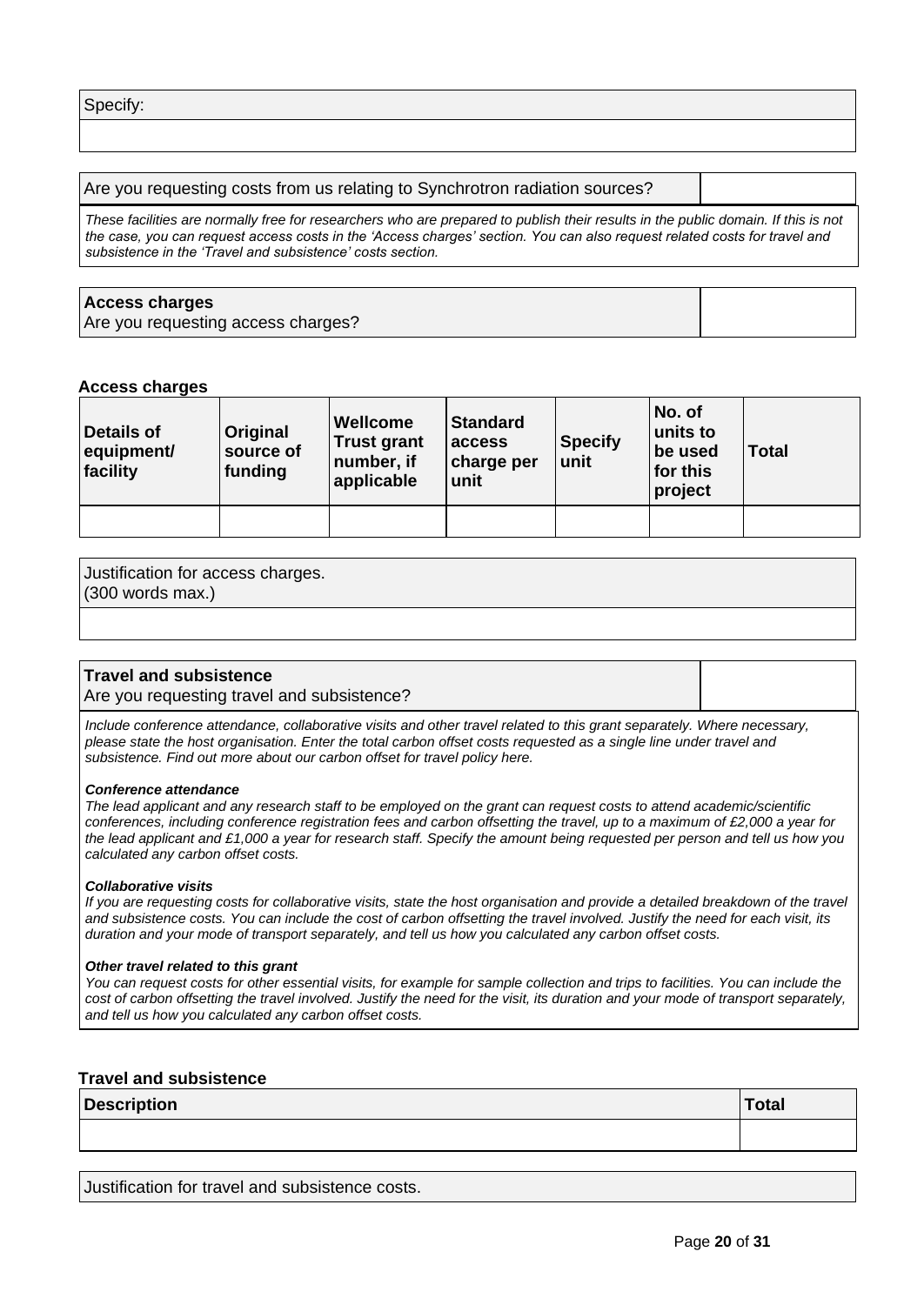| Specify: |
|---|
| |

| Are you requesting costs from us relating to Synchrotron radiation sources? | |
|---|---|

*These facilities are normally free for researchers who are prepared to publish their results in the public domain. If this is not the case, you can request access costs in the 'Access charges' section. You can also request related costs for travel and subsistence in the 'Travel and subsistence' costs section.*

| **Access charges**<br>Are you requesting access charges? | |
|---|---|

**Access charges**

| Details of equipment/ facility | Original source of funding | Wellcome Trust grant number, if applicable | Standard access charge per unit | Specify unit | No. of units to be used for this project | Total |
|---|---|---|---|---|---|---|
| | | | | | | |

| Justification for access charges.<br>(300 words max.) |
|---|
| |

| **Travel and subsistence**<br>Are you requesting travel and subsistence? | |
|---|---|

*Include conference attendance, collaborative visits and other travel related to this grant separately. Where necessary, please state the host organisation. Enter the total carbon offset costs requested as a single line under travel and subsistence. Find out more about our carbon offset for travel policy here.*

***Conference attendance***

*The lead applicant and any research staff to be employed on the grant can request costs to attend academic/scientific conferences, including conference registration fees and carbon offsetting the travel, up to a maximum of £2,000 a year for the lead applicant and £1,000 a year for research staff. Specify the amount being requested per person and tell us how you calculated any carbon offset costs.*

***Collaborative visits***

*If you are requesting costs for collaborative visits, state the host organisation and provide a detailed breakdown of the travel and subsistence costs. You can include the cost of carbon offsetting the travel involved. Justify the need for each visit, its duration and your mode of transport separately, and tell us how you calculated any carbon offset costs.*

***Other travel related to this grant***

*You can request costs for other essential visits, for example for sample collection and trips to facilities. You can include the cost of carbon offsetting the travel involved. Justify the need for the visit, its duration and your mode of transport separately, and tell us how you calculated any carbon offset costs.*

**Travel and subsistence**

| Description | Total |
|---|---|
| | |

| Justification for travel and subsistence costs. |
|---|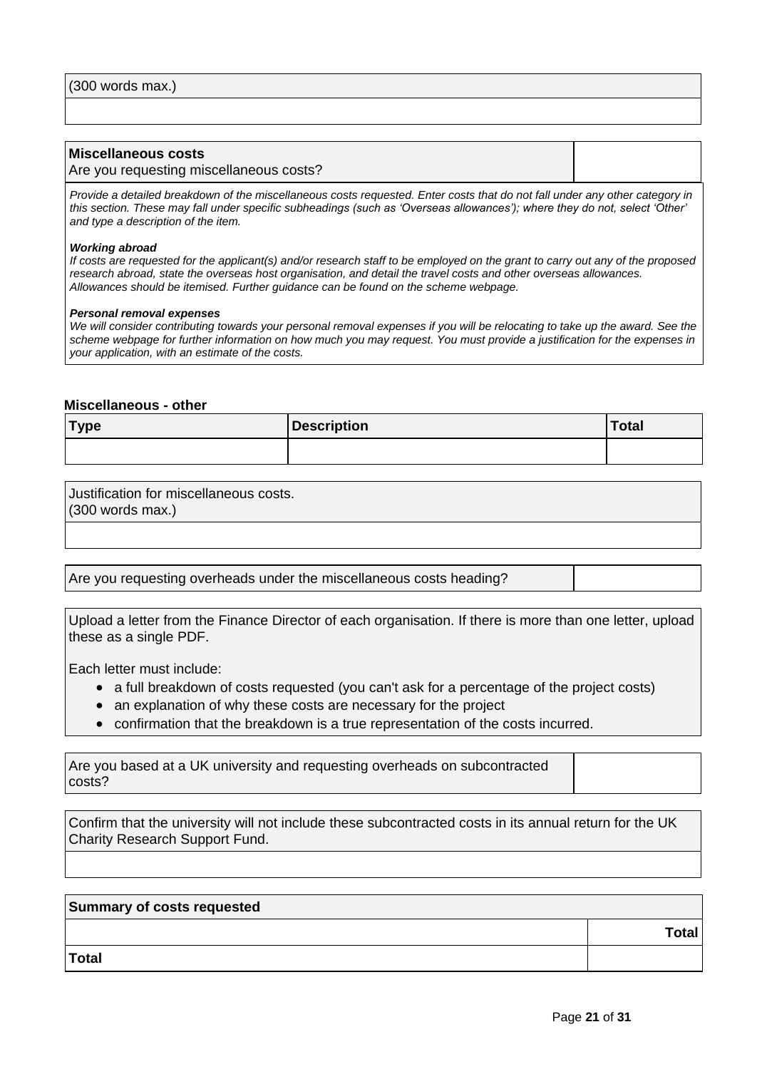| (300 words max.) |
| --- |
| |

| **Miscellaneous costs**<br>Are you requesting miscellaneous costs? | |
| --- | --- |

*Provide a detailed breakdown of the miscellaneous costs requested. Enter costs that do not fall under any other category in this section. These may fall under specific subheadings (such as 'Overseas allowances'); where they do not, select 'Other' and type a description of the item.*

***Working abroad***
*If costs are requested for the applicant(s) and/or research staff to be employed on the grant to carry out any of the proposed research abroad, state the overseas host organisation, and detail the travel costs and other overseas allowances. Allowances should be itemised. Further guidance can be found on the scheme webpage.*

***Personal removal expenses***
*We will consider contributing towards your personal removal expenses if you will be relocating to take up the award. See the scheme webpage for further information on how much you may request. You must provide a justification for the expenses in your application, with an estimate of the costs.*

**Miscellaneous - other**

| **Type** | **Description** | **Total** |
| --- | --- | --- |
| | | |

| Justification for miscellaneous costs.<br>(300 words max.) |
| --- |
| |

| Are you requesting overheads under the miscellaneous costs heading? | |
| --- | --- |

Upload a letter from the Finance Director of each organisation. If there is more than one letter, upload these as a single PDF.

Each letter must include:

- a full breakdown of costs requested (you can't ask for a percentage of the project costs)
- an explanation of why these costs are necessary for the project
- confirmation that the breakdown is a true representation of the costs incurred.

| Are you based at a UK university and requesting overheads on subcontracted costs? | |
| --- | --- |

| Confirm that the university will not include these subcontracted costs in its annual return for the UK Charity Research Support Fund. |
| --- |
| |

| **Summary of costs requested** | |
| --- | --- |
| | **Total** |
| **Total** | |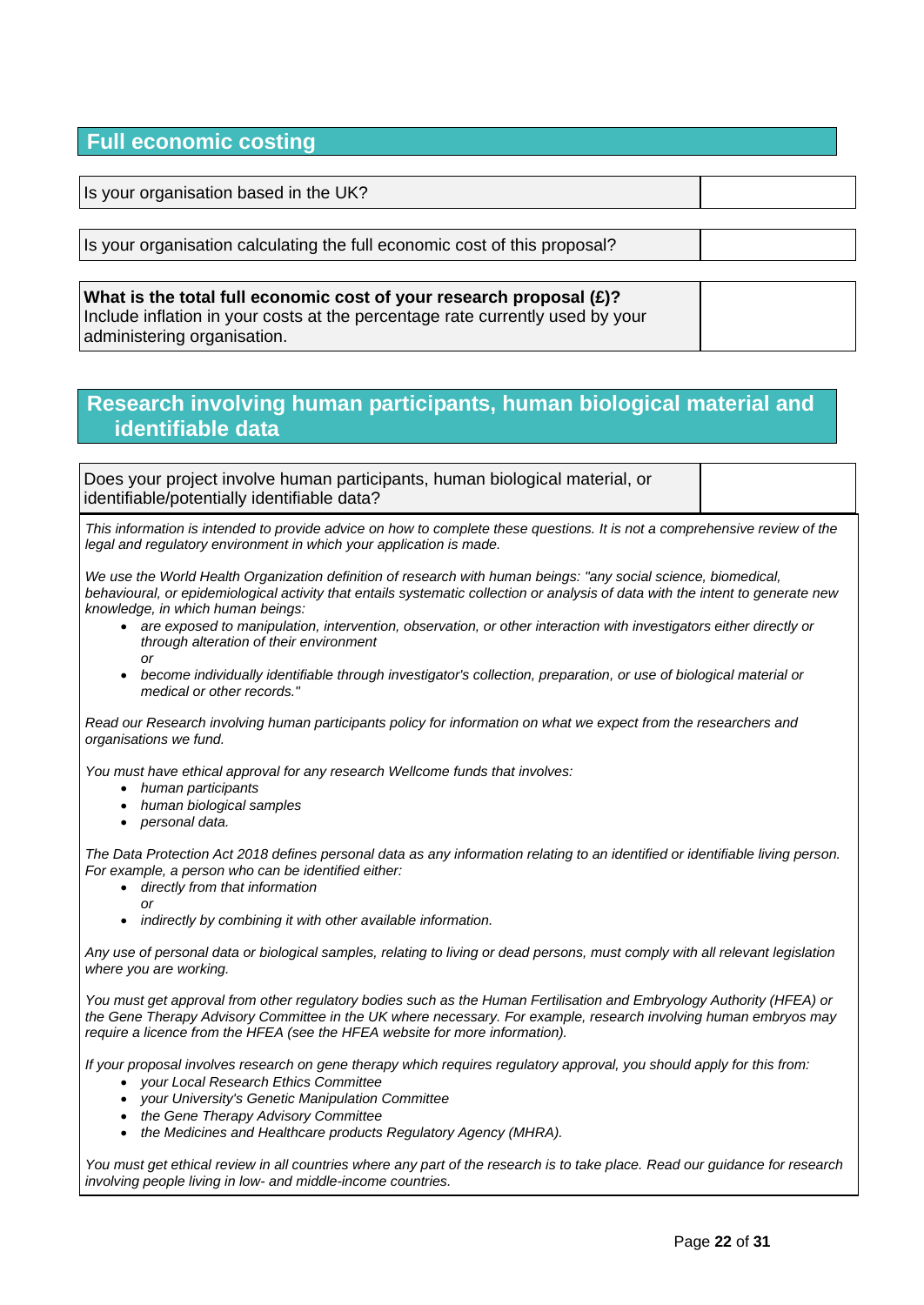## Full economic costing

| Is your organisation based in the UK? | |
|---|---|

| Is your organisation calculating the full economic cost of this proposal? | |
|---|---|

| **What is the total full economic cost of your research proposal (£)?** Include inflation in your costs at the percentage rate currently used by your administering organisation. | |
|---|---|

## Research involving human participants, human biological material and identifiable data

| Does your project involve human participants, human biological material, or identifiable/potentially identifiable data? | |
|---|---|

*This information is intended to provide advice on how to complete these questions. It is not a comprehensive review of the legal and regulatory environment in which your application is made.*

*We use the World Health Organization definition of research with human beings: "any social science, biomedical, behavioural, or epidemiological activity that entails systematic collection or analysis of data with the intent to generate new knowledge, in which human beings:*

- *are exposed to manipulation, intervention, observation, or other interaction with investigators either directly or through alteration of their environment*
  *or*
- *become individually identifiable through investigator's collection, preparation, or use of biological material or medical or other records."*

*Read our Research involving human participants policy for information on what we expect from the researchers and organisations we fund.*

*You must have ethical approval for any research Wellcome funds that involves:*

- *human participants*
- *human biological samples*
- *personal data.*

*The Data Protection Act 2018 defines personal data as any information relating to an identified or identifiable living person. For example, a person who can be identified either:*

- *directly from that information*
  *or*
- *indirectly by combining it with other available information.*

*Any use of personal data or biological samples, relating to living or dead persons, must comply with all relevant legislation where you are working.*

*You must get approval from other regulatory bodies such as the Human Fertilisation and Embryology Authority (HFEA) or the Gene Therapy Advisory Committee in the UK where necessary. For example, research involving human embryos may require a licence from the HFEA (see the HFEA website for more information).*

*If your proposal involves research on gene therapy which requires regulatory approval, you should apply for this from:*

- *your Local Research Ethics Committee*
- *your University's Genetic Manipulation Committee*
- *the Gene Therapy Advisory Committee*
- *the Medicines and Healthcare products Regulatory Agency (MHRA).*

*You must get ethical review in all countries where any part of the research is to take place. Read our guidance for research involving people living in low- and middle-income countries.*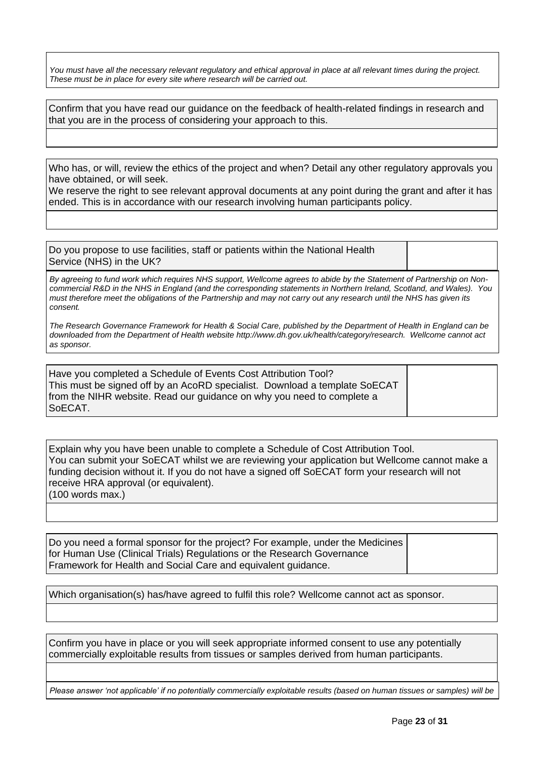*You must have all the necessary relevant regulatory and ethical approval in place at all relevant times during the project. These must be in place for every site where research will be carried out.*

Confirm that you have read our guidance on the feedback of health-related findings in research and that you are in the process of considering your approach to this.

Who has, or will, review the ethics of the project and when? Detail any other regulatory approvals you have obtained, or will seek.
We reserve the right to see relevant approval documents at any point during the grant and after it has ended. This is in accordance with our research involving human participants policy.

| Do you propose to use facilities, staff or patients within the National Health Service (NHS) in the UK? | |
|---|---|

*By agreeing to fund work which requires NHS support, Wellcome agrees to abide by the Statement of Partnership on Non-commercial R&D in the NHS in England (and the corresponding statements in Northern Ireland, Scotland, and Wales). You must therefore meet the obligations of the Partnership and may not carry out any research until the NHS has given its consent.*

*The Research Governance Framework for Health & Social Care, published by the Department of Health in England can be downloaded from the Department of Health website http://www.dh.gov.uk/health/category/research. Wellcome cannot act as sponsor.*

| Have you completed a Schedule of Events Cost Attribution Tool? This must be signed off by an AcoRD specialist. Download a template SoECAT from the NIHR website. Read our guidance on why you need to complete a SoECAT. | |
|---|---|

Explain why you have been unable to complete a Schedule of Cost Attribution Tool.
You can submit your SoECAT whilst we are reviewing your application but Wellcome cannot make a funding decision without it. If you do not have a signed off SoECAT form your research will not receive HRA approval (or equivalent).
(100 words max.)

| Do you need a formal sponsor for the project? For example, under the Medicines for Human Use (Clinical Trials) Regulations or the Research Governance Framework for Health and Social Care and equivalent guidance. | |
|---|---|

Which organisation(s) has/have agreed to fulfil this role? Wellcome cannot act as sponsor.

Confirm you have in place or you will seek appropriate informed consent to use any potentially commercially exploitable results from tissues or samples derived from human participants.

*Please answer 'not applicable' if no potentially commercially exploitable results (based on human tissues or samples) will be*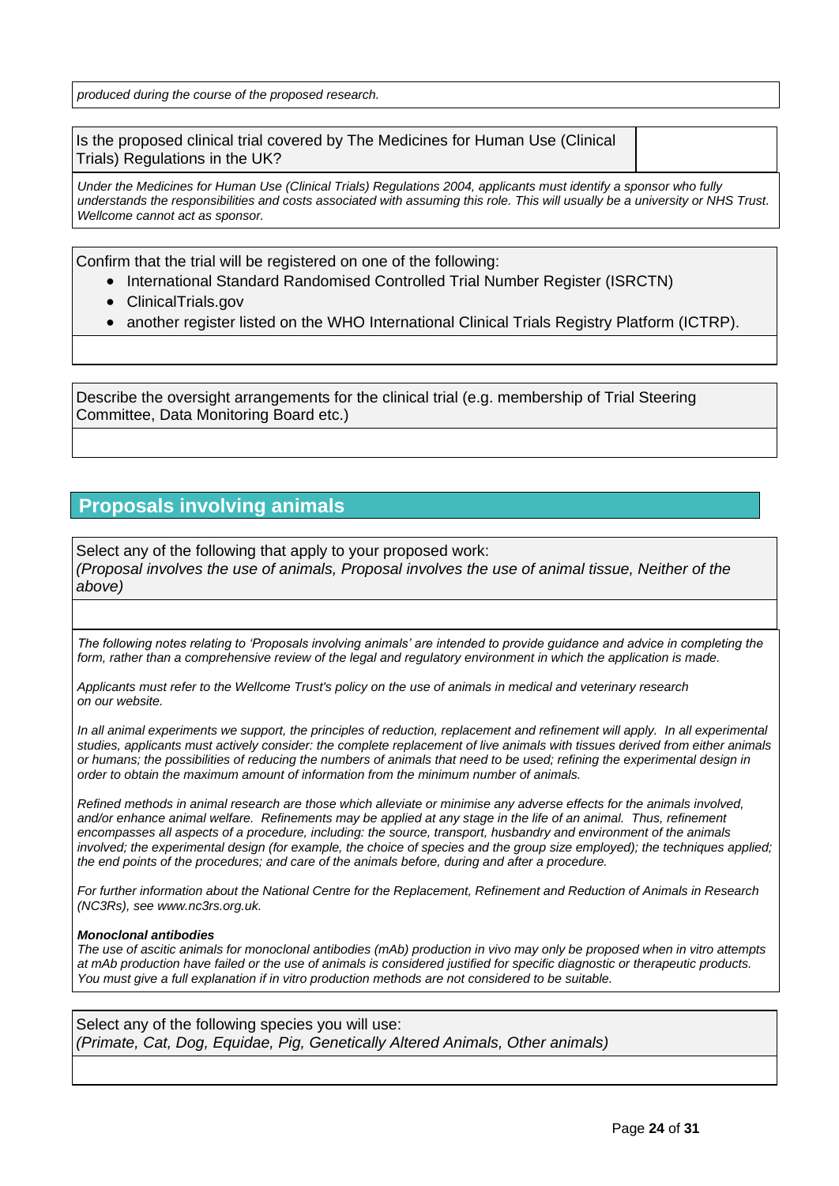*produced during the course of the proposed research.*

| Is the proposed clinical trial covered by The Medicines for Human Use (Clinical Trials) Regulations in the UK? | |
|---|---|

*Under the Medicines for Human Use (Clinical Trials) Regulations 2004, applicants must identify a sponsor who fully understands the responsibilities and costs associated with assuming this role. This will usually be a university or NHS Trust. Wellcome cannot act as sponsor.*

Confirm that the trial will be registered on one of the following:

- International Standard Randomised Controlled Trial Number Register (ISRCTN)
- ClinicalTrials.gov
- another register listed on the WHO International Clinical Trials Registry Platform (ICTRP).

Describe the oversight arrangements for the clinical trial (e.g. membership of Trial Steering Committee, Data Monitoring Board etc.)

## Proposals involving animals

Select any of the following that apply to your proposed work:
*(Proposal involves the use of animals, Proposal involves the use of animal tissue, Neither of the above)*

*The following notes relating to 'Proposals involving animals' are intended to provide guidance and advice in completing the form, rather than a comprehensive review of the legal and regulatory environment in which the application is made.*

*Applicants must refer to the Wellcome Trust's policy on the use of animals in medical and veterinary research on our website.*

*In all animal experiments we support, the principles of reduction, replacement and refinement will apply. In all experimental studies, applicants must actively consider: the complete replacement of live animals with tissues derived from either animals or humans; the possibilities of reducing the numbers of animals that need to be used; refining the experimental design in order to obtain the maximum amount of information from the minimum number of animals.*

*Refined methods in animal research are those which alleviate or minimise any adverse effects for the animals involved, and/or enhance animal welfare. Refinements may be applied at any stage in the life of an animal. Thus, refinement encompasses all aspects of a procedure, including: the source, transport, husbandry and environment of the animals involved; the experimental design (for example, the choice of species and the group size employed); the techniques applied; the end points of the procedures; and care of the animals before, during and after a procedure.*

*For further information about the National Centre for the Replacement, Refinement and Reduction of Animals in Research (NC3Rs), see www.nc3rs.org.uk.*

***Monoclonal antibodies***
*The use of ascitic animals for monoclonal antibodies (mAb) production in vivo may only be proposed when in vitro attempts at mAb production have failed or the use of animals is considered justified for specific diagnostic or therapeutic products. You must give a full explanation if in vitro production methods are not considered to be suitable.*

Select any of the following species you will use:
*(Primate, Cat, Dog, Equidae, Pig, Genetically Altered Animals, Other animals)*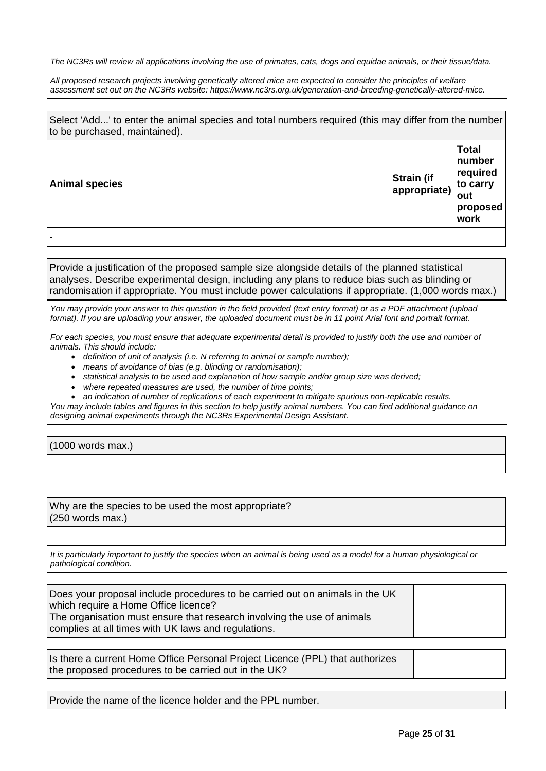*The NC3Rs will review all applications involving the use of primates, cats, dogs and equidae animals, or their tissue/data.*

*All proposed research projects involving genetically altered mice are expected to consider the principles of welfare assessment set out on the NC3Rs website: https://www.nc3rs.org.uk/generation-and-breeding-genetically-altered-mice.*

Select 'Add...' to enter the animal species and total numbers required (this may differ from the number to be purchased, maintained).

| **Animal species** | **Strain (if appropriate)** | **Total number required to carry out proposed work** |
|---|---|---|
| - | | |

Provide a justification of the proposed sample size alongside details of the planned statistical analyses. Describe experimental design, including any plans to reduce bias such as blinding or randomisation if appropriate. You must include power calculations if appropriate. (1,000 words max.)

*You may provide your answer to this question in the field provided (text entry format) or as a PDF attachment (upload format). If you are uploading your answer, the uploaded document must be in 11 point Arial font and portrait format.*

*For each species, you must ensure that adequate experimental detail is provided to justify both the use and number of animals. This should include:*

- *definition of unit of analysis (i.e. N referring to animal or sample number);*
- *means of avoidance of bias (e.g. blinding or randomisation);*
- *statistical analysis to be used and explanation of how sample and/or group size was derived;*
- *where repeated measures are used, the number of time points;*
- *an indication of number of replications of each experiment to mitigate spurious non-replicable results.*

*You may include tables and figures in this section to help justify animal numbers. You can find additional guidance on designing animal experiments through the NC3Rs Experimental Design Assistant.*

(1000 words max.)

Why are the species to be used the most appropriate?
(250 words max.)

*It is particularly important to justify the species when an animal is being used as a model for a human physiological or pathological condition.*

Does your proposal include procedures to be carried out on animals in the UK which require a Home Office licence?
The organisation must ensure that research involving the use of animals complies at all times with UK laws and regulations.

Is there a current Home Office Personal Project Licence (PPL) that authorizes the proposed procedures to be carried out in the UK?

Provide the name of the licence holder and the PPL number.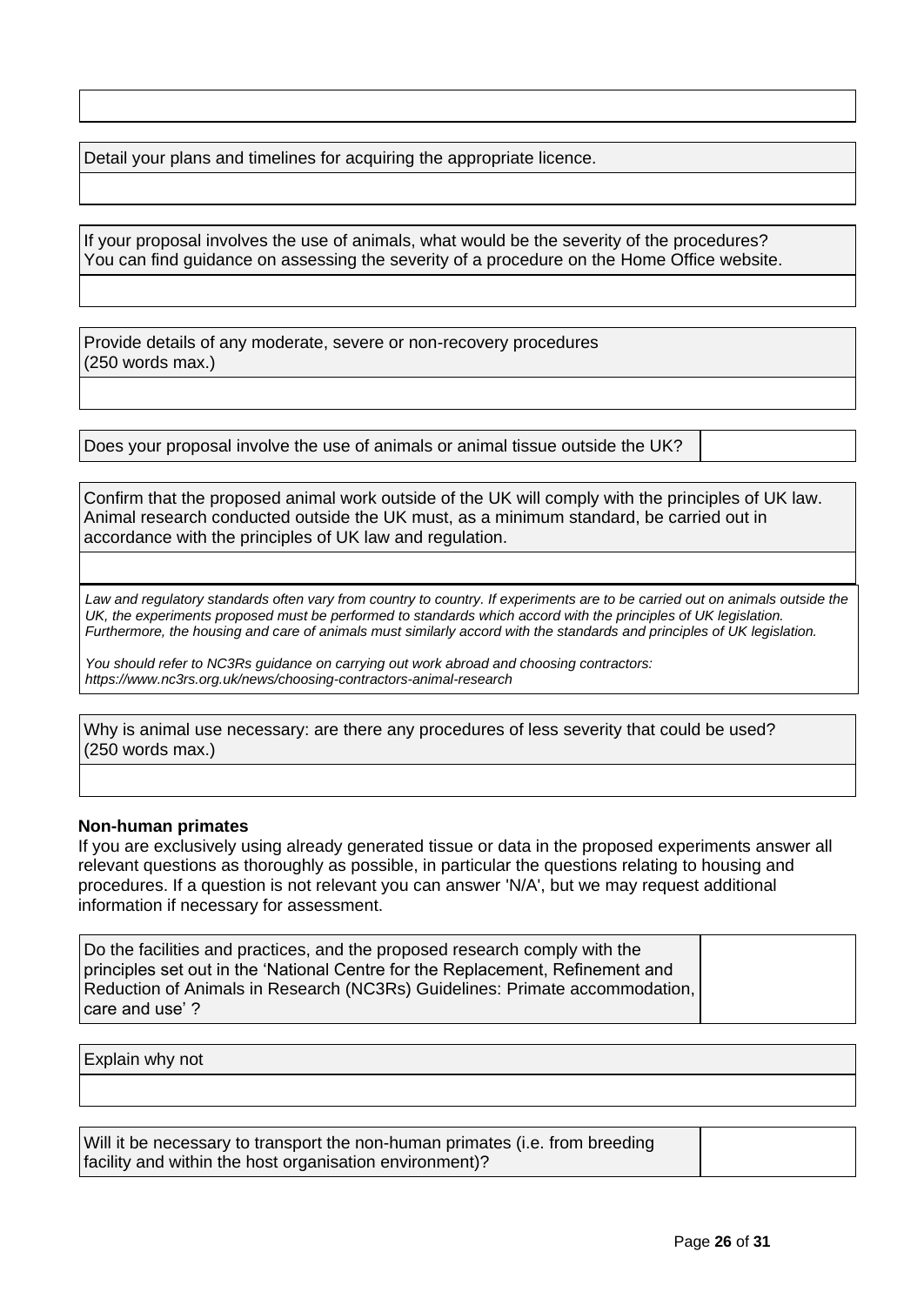Detail your plans and timelines for acquiring the appropriate licence.

If your proposal involves the use of animals, what would be the severity of the procedures? You can find guidance on assessing the severity of a procedure on the Home Office website.

Provide details of any moderate, severe or non-recovery procedures (250 words max.)

| Does your proposal involve the use of animals or animal tissue outside the UK? | |
| --- | --- |

Confirm that the proposed animal work outside of the UK will comply with the principles of UK law. Animal research conducted outside the UK must, as a minimum standard, be carried out in accordance with the principles of UK law and regulation.

*Law and regulatory standards often vary from country to country. If experiments are to be carried out on animals outside the UK, the experiments proposed must be performed to standards which accord with the principles of UK legislation. Furthermore, the housing and care of animals must similarly accord with the standards and principles of UK legislation.*

*You should refer to NC3Rs guidance on carrying out work abroad and choosing contractors: https://www.nc3rs.org.uk/news/choosing-contractors-animal-research*

Why is animal use necessary: are there any procedures of less severity that could be used? (250 words max.)

**Non-human primates**

If you are exclusively using already generated tissue or data in the proposed experiments answer all relevant questions as thoroughly as possible, in particular the questions relating to housing and procedures. If a question is not relevant you can answer 'N/A', but we may request additional information if necessary for assessment.

| Do the facilities and practices, and the proposed research comply with the principles set out in the 'National Centre for the Replacement, Refinement and Reduction of Animals in Research (NC3Rs) Guidelines: Primate accommodation, care and use' ? | |
| --- | --- |

Explain why not

| Will it be necessary to transport the non-human primates (i.e. from breeding facility and within the host organisation environment)? | |
| --- | --- |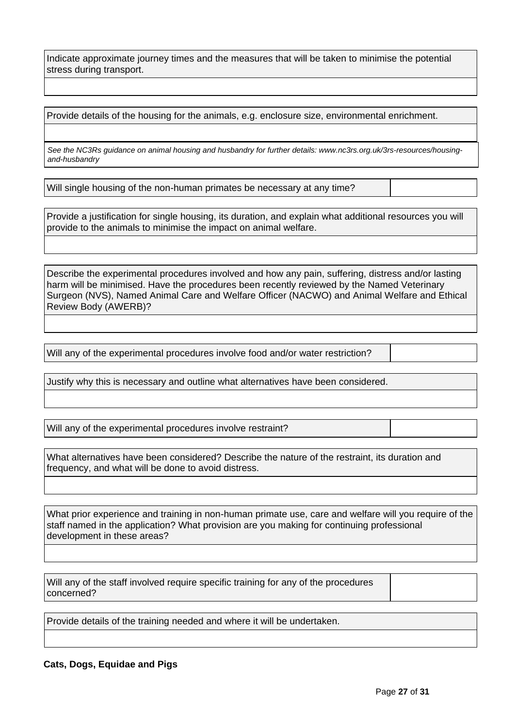| Indicate approximate journey times and the measures that will be taken to minimise the potential stress during transport. |
| --- |
| |

| Provide details of the housing for the animals, e.g. enclosure size, environmental enrichment. |
| --- |
| |
| *See the NC3Rs guidance on animal housing and husbandry for further details: www.nc3rs.org.uk/3rs-resources/housing-and-husbandry* |

| Will single housing of the non-human primates be necessary at any time? | |
| --- | --- |

| Provide a justification for single housing, its duration, and explain what additional resources you will provide to the animals to minimise the impact on animal welfare. |
| --- |
| |

| Describe the experimental procedures involved and how any pain, suffering, distress and/or lasting harm will be minimised. Have the procedures been recently reviewed by the Named Veterinary Surgeon (NVS), Named Animal Care and Welfare Officer (NACWO) and Animal Welfare and Ethical Review Body (AWERB)? |
| --- |
| |

| Will any of the experimental procedures involve food and/or water restriction? | |
| --- | --- |

| Justify why this is necessary and outline what alternatives have been considered. |
| --- |
| |

| Will any of the experimental procedures involve restraint? | |
| --- | --- |

| What alternatives have been considered? Describe the nature of the restraint, its duration and frequency, and what will be done to avoid distress. |
| --- |
| |

| What prior experience and training in non-human primate use, care and welfare will you require of the staff named in the application? What provision are you making for continuing professional development in these areas? |
| --- |
| |

| Will any of the staff involved require specific training for any of the procedures concerned? | |
| --- | --- |

| Provide details of the training needed and where it will be undertaken. |
| --- |
| |

**Cats, Dogs, Equidae and Pigs**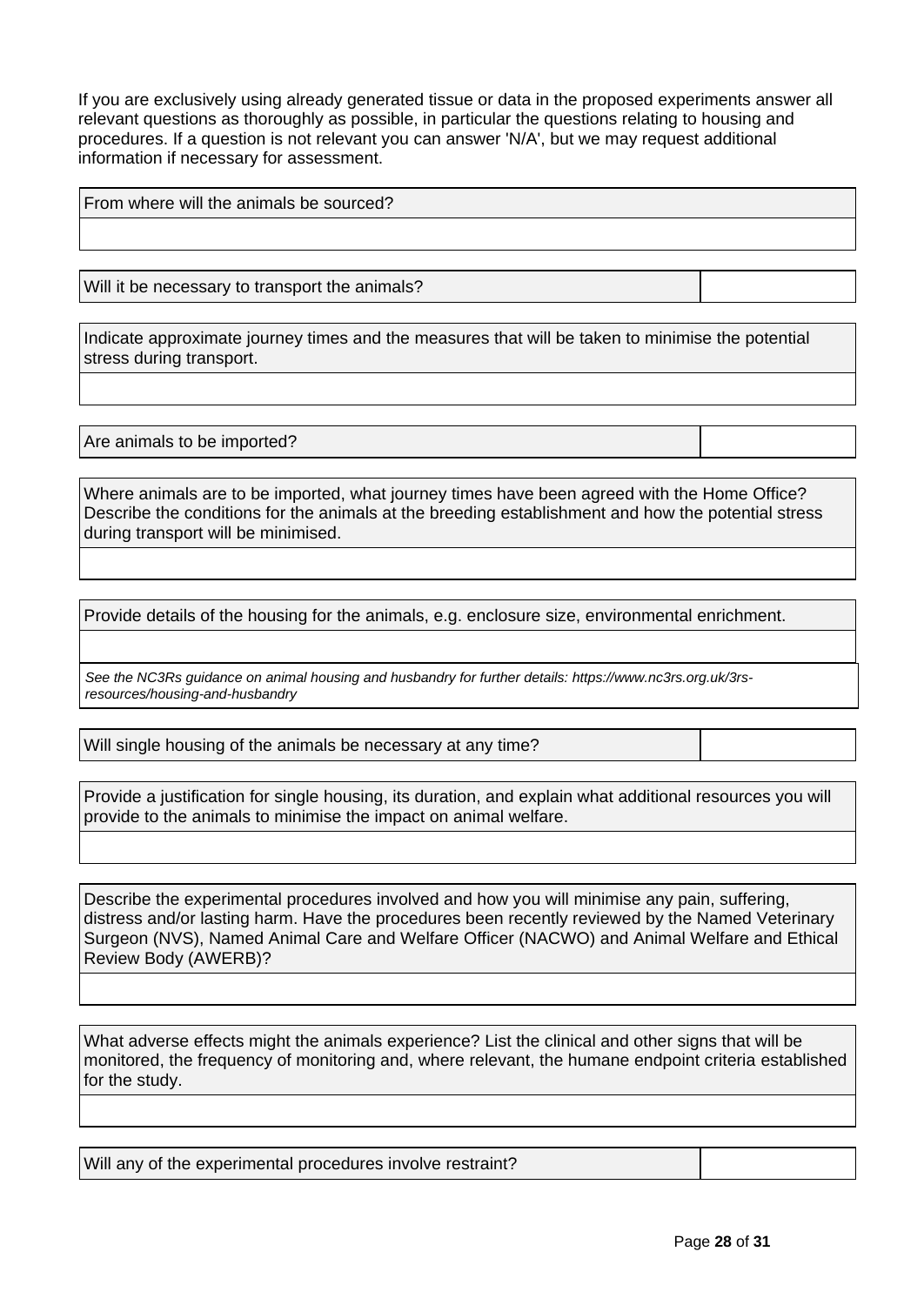If you are exclusively using already generated tissue or data in the proposed experiments answer all relevant questions as thoroughly as possible, in particular the questions relating to housing and procedures. If a question is not relevant you can answer 'N/A', but we may request additional information if necessary for assessment.

| From where will the animals be sourced? |
| --- |
| |

| Will it be necessary to transport the animals? | |
| --- | --- |

| Indicate approximate journey times and the measures that will be taken to minimise the potential stress during transport. |
| --- |
| |

| Are animals to be imported? | |
| --- | --- |

| Where animals are to be imported, what journey times have been agreed with the Home Office? Describe the conditions for the animals at the breeding establishment and how the potential stress during transport will be minimised. |
| --- |
| |

| Provide details of the housing for the animals, e.g. enclosure size, environmental enrichment. |
| --- |
| |
| *See the NC3Rs guidance on animal housing and husbandry for further details: https://www.nc3rs.org.uk/3rs-resources/housing-and-husbandry* |

| Will single housing of the animals be necessary at any time? | |
| --- | --- |

| Provide a justification for single housing, its duration, and explain what additional resources you will provide to the animals to minimise the impact on animal welfare. |
| --- |
| |

| Describe the experimental procedures involved and how you will minimise any pain, suffering, distress and/or lasting harm. Have the procedures been recently reviewed by the Named Veterinary Surgeon (NVS), Named Animal Care and Welfare Officer (NACWO) and Animal Welfare and Ethical Review Body (AWERB)? |
| --- |
| |

| What adverse effects might the animals experience? List the clinical and other signs that will be monitored, the frequency of monitoring and, where relevant, the humane endpoint criteria established for the study. |
| --- |
| |

| Will any of the experimental procedures involve restraint? | |
| --- | --- |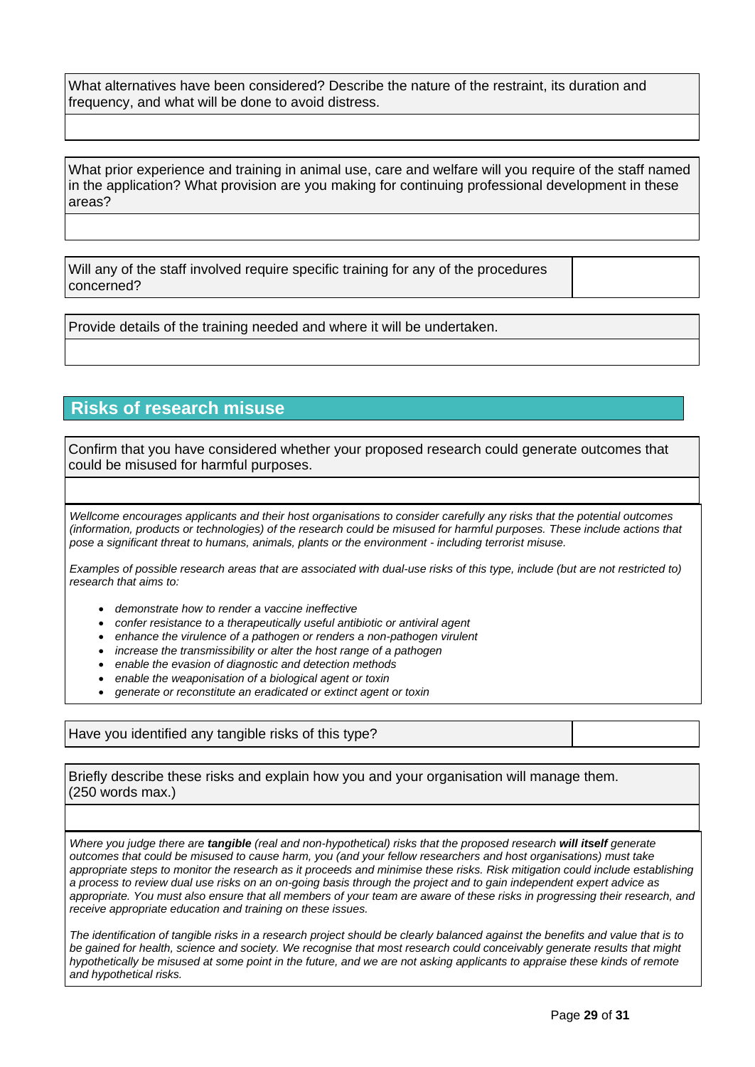| What alternatives have been considered? Describe the nature of the restraint, its duration and frequency, and what will be done to avoid distress. |
| --- |
| |

| What prior experience and training in animal use, care and welfare will you require of the staff named in the application? What provision are you making for continuing professional development in these areas? |
| --- |
| |

| Will any of the staff involved require specific training for any of the procedures concerned? | |
| --- | --- |

| Provide details of the training needed and where it will be undertaken. |
| --- |
| |

## Risks of research misuse

| Confirm that you have considered whether your proposed research could generate outcomes that could be misused for harmful purposes. |
| --- |
| |

*Wellcome encourages applicants and their host organisations to consider carefully any risks that the potential outcomes (information, products or technologies) of the research could be misused for harmful purposes. These include actions that pose a significant threat to humans, animals, plants or the environment - including terrorist misuse.*

*Examples of possible research areas that are associated with dual-use risks of this type, include (but are not restricted to) research that aims to:*

- *demonstrate how to render a vaccine ineffective*
- *confer resistance to a therapeutically useful antibiotic or antiviral agent*
- *enhance the virulence of a pathogen or renders a non-pathogen virulent*
- *increase the transmissibility or alter the host range of a pathogen*
- *enable the evasion of diagnostic and detection methods*
- *enable the weaponisation of a biological agent or toxin*
- *generate or reconstitute an eradicated or extinct agent or toxin*

| Have you identified any tangible risks of this type? | |
| --- | --- |

| Briefly describe these risks and explain how you and your organisation will manage them. (250 words max.) |
| --- |
| |

*Where you judge there are **tangible** (real and non-hypothetical) risks that the proposed research **will itself** generate outcomes that could be misused to cause harm, you (and your fellow researchers and host organisations) must take appropriate steps to monitor the research as it proceeds and minimise these risks. Risk mitigation could include establishing a process to review dual use risks on an on-going basis through the project and to gain independent expert advice as appropriate. You must also ensure that all members of your team are aware of these risks in progressing their research, and receive appropriate education and training on these issues.*

*The identification of tangible risks in a research project should be clearly balanced against the benefits and value that is to be gained for health, science and society. We recognise that most research could conceivably generate results that might hypothetically be misused at some point in the future, and we are not asking applicants to appraise these kinds of remote and hypothetical risks.*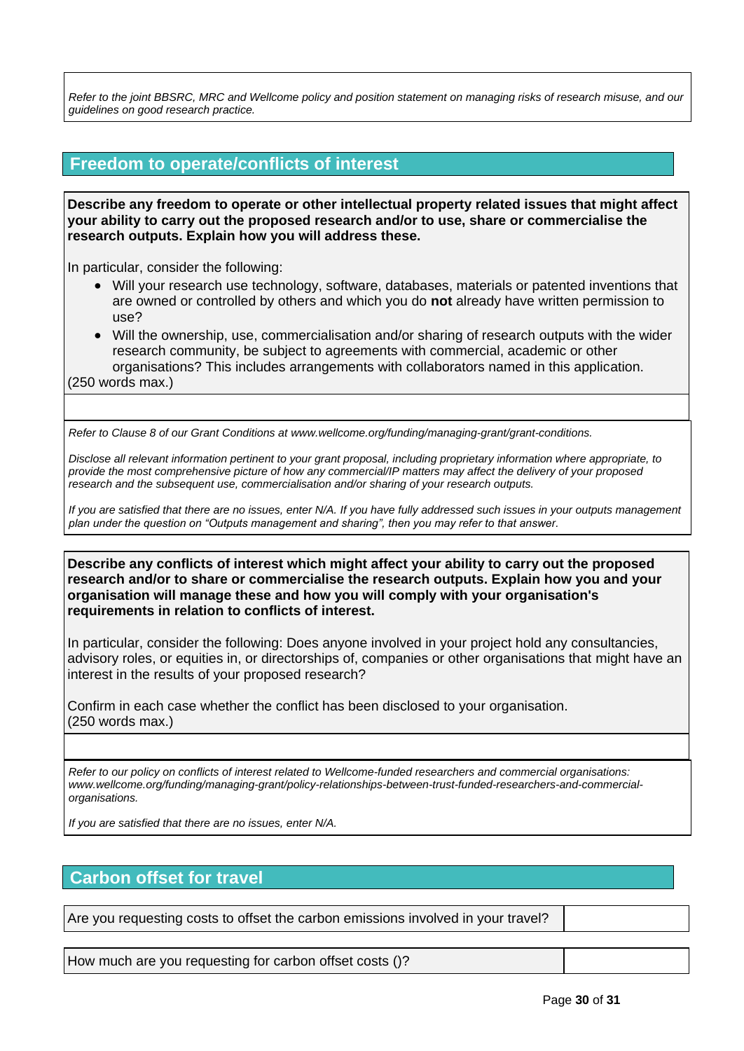*Refer to the joint BBSRC, MRC and Wellcome policy and position statement on managing risks of research misuse, and our guidelines on good research practice.*

## Freedom to operate/conflicts of interest

**Describe any freedom to operate or other intellectual property related issues that might affect your ability to carry out the proposed research and/or to use, share or commercialise the research outputs. Explain how you will address these.**

In particular, consider the following:

- Will your research use technology, software, databases, materials or patented inventions that are owned or controlled by others and which you do **not** already have written permission to use?
- Will the ownership, use, commercialisation and/or sharing of research outputs with the wider research community, be subject to agreements with commercial, academic or other organisations? This includes arrangements with collaborators named in this application.

(250 words max.)

*Refer to Clause 8 of our Grant Conditions at www.wellcome.org/funding/managing-grant/grant-conditions.*

*Disclose all relevant information pertinent to your grant proposal, including proprietary information where appropriate, to provide the most comprehensive picture of how any commercial/IP matters may affect the delivery of your proposed research and the subsequent use, commercialisation and/or sharing of your research outputs.*

*If you are satisfied that there are no issues, enter N/A. If you have fully addressed such issues in your outputs management plan under the question on "Outputs management and sharing", then you may refer to that answer.*

**Describe any conflicts of interest which might affect your ability to carry out the proposed research and/or to share or commercialise the research outputs. Explain how you and your organisation will manage these and how you will comply with your organisation's requirements in relation to conflicts of interest.**

In particular, consider the following: Does anyone involved in your project hold any consultancies, advisory roles, or equities in, or directorships of, companies or other organisations that might have an interest in the results of your proposed research?

Confirm in each case whether the conflict has been disclosed to your organisation.
(250 words max.)

*Refer to our policy on conflicts of interest related to Wellcome-funded researchers and commercial organisations: www.wellcome.org/funding/managing-grant/policy-relationships-between-trust-funded-researchers-and-commercial-organisations.*

*If you are satisfied that there are no issues, enter N/A.*

## Carbon offset for travel

| Are you requesting costs to offset the carbon emissions involved in your travel? | |
|---|---|

| How much are you requesting for carbon offset costs ()? | |
|---|---|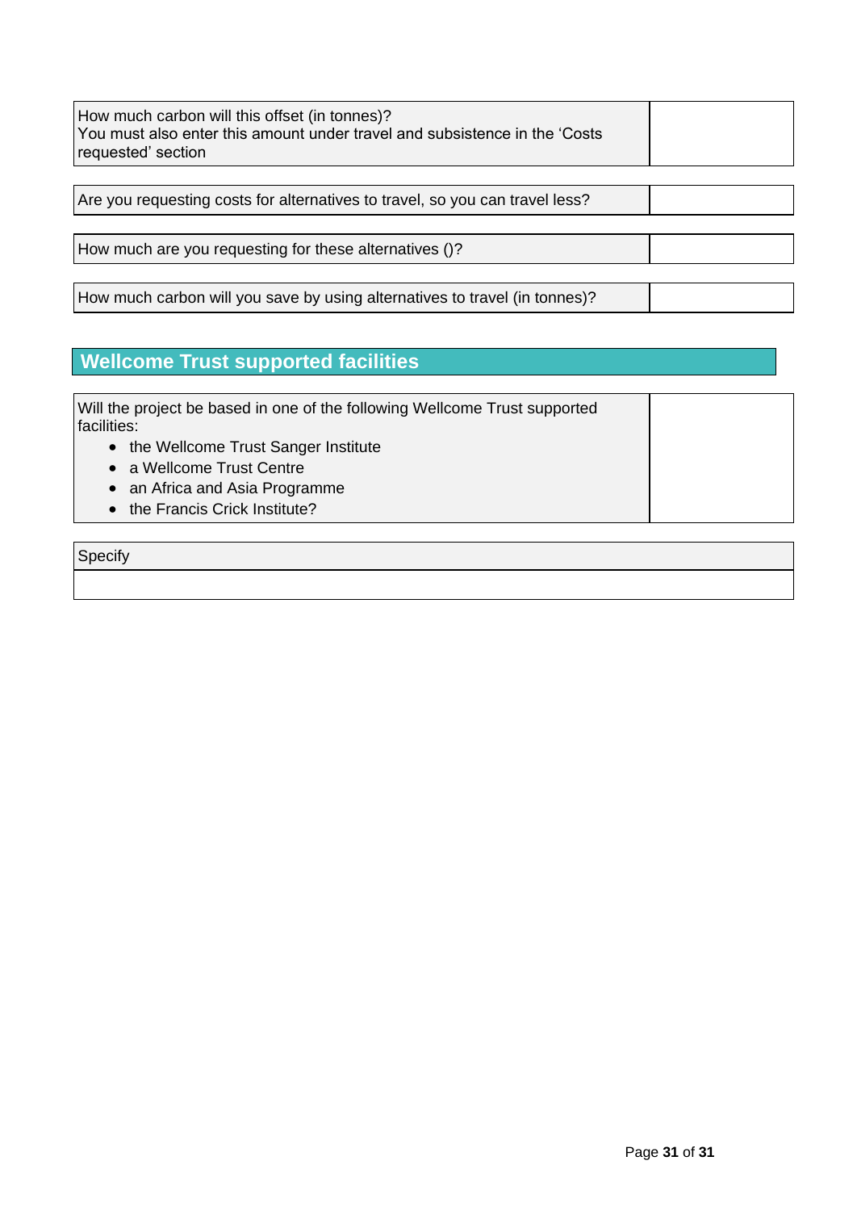| | |
|---|---|
| How much carbon will this offset (in tonnes)?<br>You must also enter this amount under travel and subsistence in the 'Costs requested' section | |

| | |
|---|---|
| Are you requesting costs for alternatives to travel, so you can travel less? | |

| | |
|---|---|
| How much are you requesting for these alternatives ()? | |

| | |
|---|---|
| How much carbon will you save by using alternatives to travel (in tonnes)? | |

## Wellcome Trust supported facilities

| | |
|---|---|
| Will the project be based in one of the following Wellcome Trust supported facilities:<br>• the Wellcome Trust Sanger Institute<br>• a Wellcome Trust Centre<br>• an Africa and Asia Programme<br>• the Francis Crick Institute? | |

| Specify |
|---|
| |